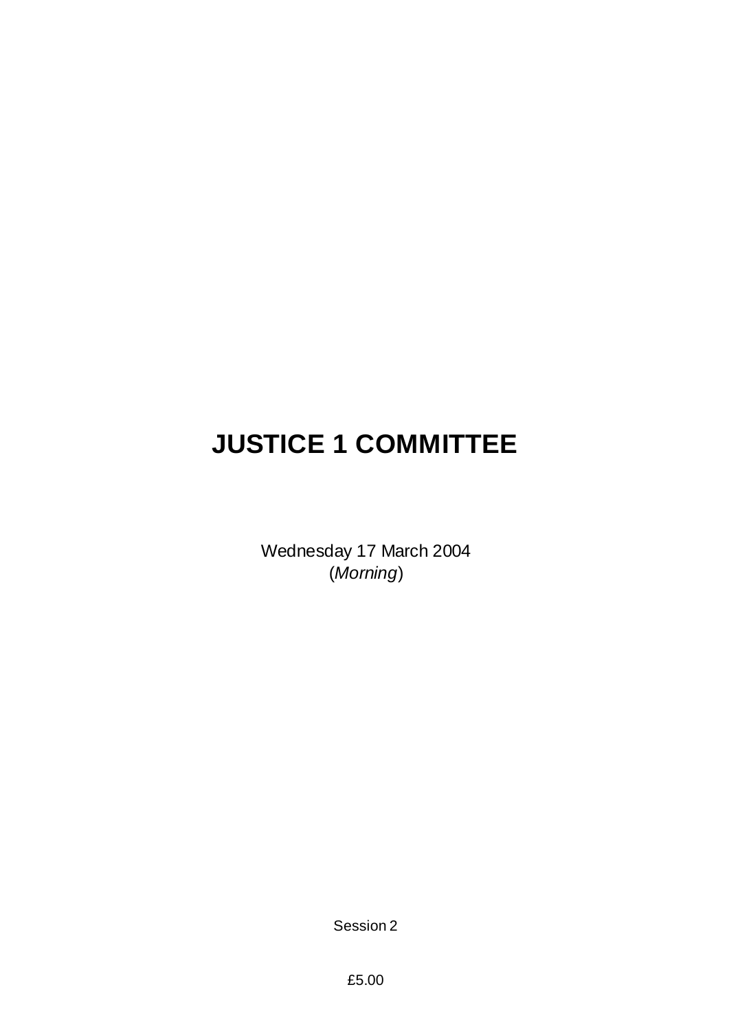# JUSTICE 1 COMMITTEE

Wednesday 17 March 2004
(*Morning*)

Session 2

£5.00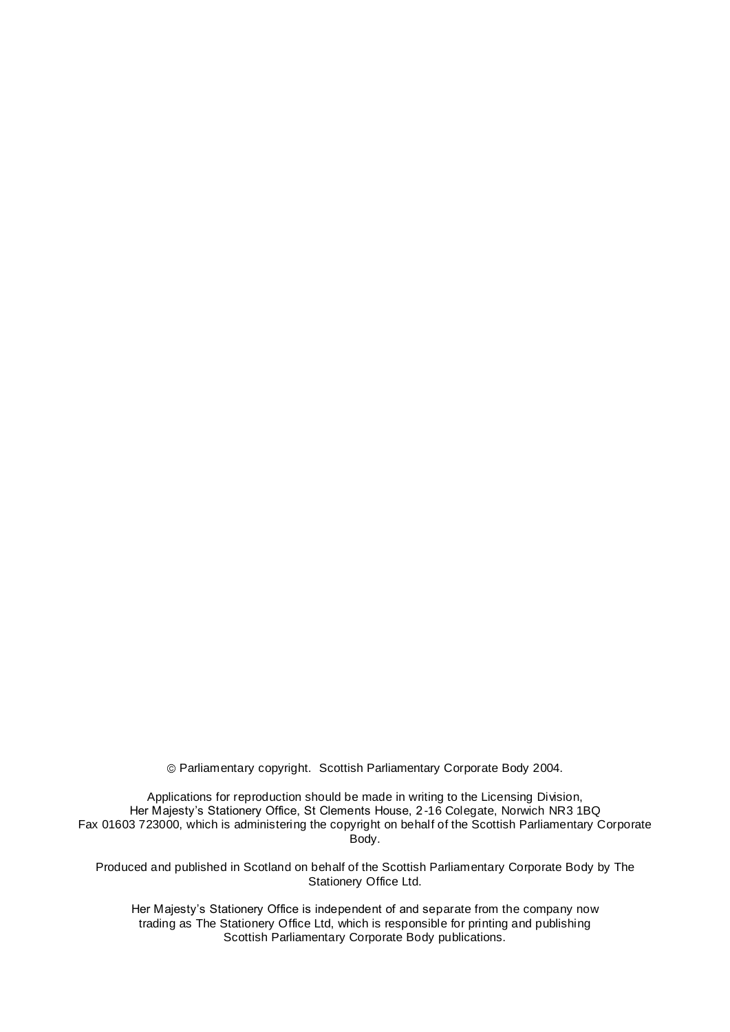© Parliamentary copyright. Scottish Parliamentary Corporate Body 2004.

Applications for reproduction should be made in writing to the Licensing Division, Her Majesty's Stationery Office, St Clements House, 2-16 Colegate, Norwich NR3 1BQ Fax 01603 723000, which is administering the copyright on behalf of the Scottish Parliamentary Corporate Body.

Produced and published in Scotland on behalf of the Scottish Parliamentary Corporate Body by The Stationery Office Ltd.

Her Majesty's Stationery Office is independent of and separate from the company now trading as The Stationery Office Ltd, which is responsible for printing and publishing Scottish Parliamentary Corporate Body publications.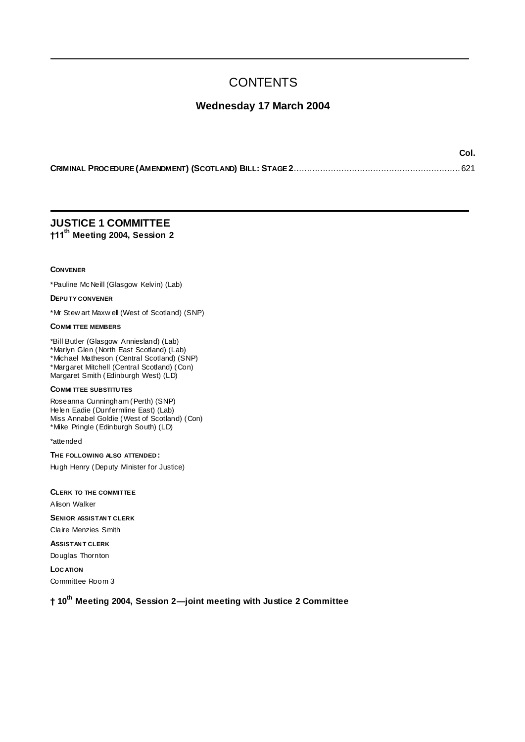# CONTENTS

## Wednesday 17 March 2004

**Col.**

**CRIMINAL PROCEDURE (AMENDMENT) (SCOTLAND) BILL: STAGE 2**............................................................. 621

## JUSTICE 1 COMMITTEE

**†11th Meeting 2004, Session 2**

**CONVENER**

*Pauline McNeill (Glasgow Kelvin) (Lab)

**DEPUTY CONVENER**

*Mr Stewart Maxwell (West of Scotland) (SNP)

**COMMITTEE MEMBERS**

*Bill Butler (Glasgow Anniesland) (Lab)
*Marlyn Glen (North East Scotland) (Lab)
*Michael Matheson (Central Scotland) (SNP)
*Margaret Mitchell (Central Scotland) (Con)
Margaret Smith (Edinburgh West) (LD)

**COMMITTEE SUBSTITUTES**

Roseanna Cunningham (Perth) (SNP)
Helen Eadie (Dunfermline East) (Lab)
Miss Annabel Goldie (West of Scotland) (Con)
*Mike Pringle (Edinburgh South) (LD)

*attended

**THE FOLLOWING ALSO ATTENDED:**

Hugh Henry (Deputy Minister for Justice)

**CLERK TO THE COMMITTEE**

Alison Walker

**SENIOR ASSISTANT CLERK**

Claire Menzies Smith

**ASSISTANT CLERK**

Douglas Thornton

**LOCATION**

Committee Room 3

**† 10th Meeting 2004, Session 2—joint meeting with Justice 2 Committee**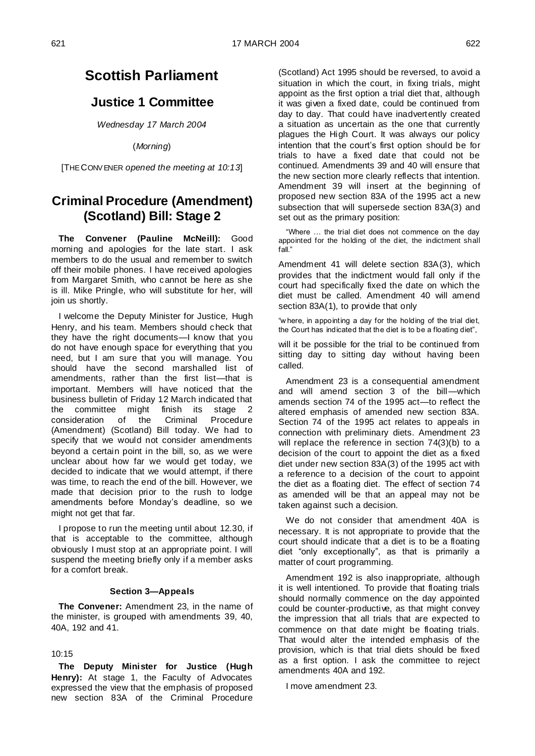# Scottish Parliament

## Justice 1 Committee

*Wednesday 17 March 2004*

(*Morning*)

[THE CONVENER *opened the meeting at 10:13*]

# Criminal Procedure (Amendment) (Scotland) Bill: Stage 2

**The Convener (Pauline McNeill):** Good morning and apologies for the late start. I ask members to do the usual and remember to switch off their mobile phones. I have received apologies from Margaret Smith, who cannot be here as she is ill. Mike Pringle, who will substitute for her, will join us shortly.

I welcome the Deputy Minister for Justice, Hugh Henry, and his team. Members should check that they have the right documents—I know that you do not have enough space for everything that you need, but I am sure that you will manage. You should have the second marshalled list of amendments, rather than the first list—that is important. Members will have noticed that the business bulletin of Friday 12 March indicated that the committee might finish its stage 2 consideration of the Criminal Procedure (Amendment) (Scotland) Bill today. We had to specify that we would not consider amendments beyond a certain point in the bill, so, as we were unclear about how far we would get today, we decided to indicate that we would attempt, if there was time, to reach the end of the bill. However, we made that decision prior to the rush to lodge amendments before Monday's deadline, so we might not get that far.

I propose to run the meeting until about 12.30, if that is acceptable to the committee, although obviously I must stop at an appropriate point. I will suspend the meeting briefly only if a member asks for a comfort break.

#### Section 3—Appeals

**The Convener:** Amendment 23, in the name of the minister, is grouped with amendments 39, 40, 40A, 192 and 41.

10:15

**The Deputy Minister for Justice (Hugh Henry):** At stage 1, the Faculty of Advocates expressed the view that the emphasis of proposed new section 83A of the Criminal Procedure (Scotland) Act 1995 should be reversed, to avoid a situation in which the court, in fixing trials, might appoint as the first option a trial diet that, although it was given a fixed date, could be continued from day to day. That could have inadvertently created a situation as uncertain as the one that currently plagues the High Court. It was always our policy intention that the court's first option should be for trials to have a fixed date that could not be continued. Amendments 39 and 40 will ensure that the new section more clearly reflects that intention. Amendment 39 will insert at the beginning of proposed new section 83A of the 1995 act a new subsection that will supersede section 83A(3) and set out as the primary position:

> "Where … the trial diet does not commence on the day appointed for the holding of the diet, the indictment shall fall."

Amendment 41 will delete section 83A(3), which provides that the indictment would fall only if the court had specifically fixed the date on which the diet must be called. Amendment 40 will amend section 83A(1), to provide that only

> "where, in appointing a day for the holding of the trial diet, the Court has indicated that the diet is to be a floating diet",

will it be possible for the trial to be continued from sitting day to sitting day without having been called.

Amendment 23 is a consequential amendment and will amend section 3 of the bill—which amends section 74 of the 1995 act—to reflect the altered emphasis of amended new section 83A. Section 74 of the 1995 act relates to appeals in connection with preliminary diets. Amendment 23 will replace the reference in section 74(3)(b) to a decision of the court to appoint the diet as a fixed diet under new section 83A(3) of the 1995 act with a reference to a decision of the court to appoint the diet as a floating diet. The effect of section 74 as amended will be that an appeal may not be taken against such a decision.

We do not consider that amendment 40A is necessary. It is not appropriate to provide that the court should indicate that a diet is to be a floating diet "only exceptionally", as that is primarily a matter of court programming.

Amendment 192 is also inappropriate, although it is well intentioned. To provide that floating trials should normally commence on the day appointed could be counter-productive, as that might convey the impression that all trials that are expected to commence on that date might be floating trials. That would alter the intended emphasis of the provision, which is that trial diets should be fixed as a first option. I ask the committee to reject amendments 40A and 192.

I move amendment 23.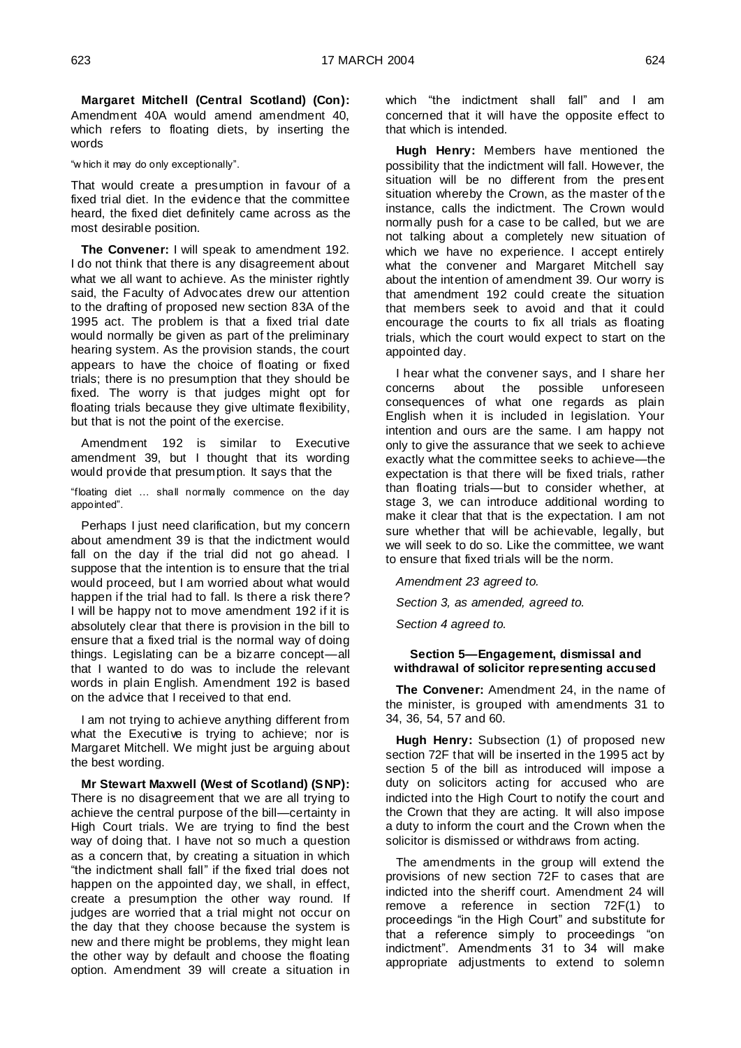**Margaret Mitchell (Central Scotland) (Con):** Amendment 40A would amend amendment 40, which refers to floating diets, by inserting the words

"which it may do only exceptionally".

That would create a presumption in favour of a fixed trial diet. In the evidence that the committee heard, the fixed diet definitely came across as the most desirable position.

**The Convener:** I will speak to amendment 192. I do not think that there is any disagreement about what we all want to achieve. As the minister rightly said, the Faculty of Advocates drew our attention to the drafting of proposed new section 83A of the 1995 act. The problem is that a fixed trial date would normally be given as part of the preliminary hearing system. As the provision stands, the court appears to have the choice of floating or fixed trials; there is no presumption that they should be fixed. The worry is that judges might opt for floating trials because they give ultimate flexibility, but that is not the point of the exercise.

Amendment 192 is similar to Executive amendment 39, but I thought that its wording would provide that presumption. It says that the

"floating diet … shall normally commence on the day appointed".

Perhaps I just need clarification, but my concern about amendment 39 is that the indictment would fall on the day if the trial did not go ahead. I suppose that the intention is to ensure that the trial would proceed, but I am worried about what would happen if the trial had to fall. Is there a risk there? I will be happy not to move amendment 192 if it is absolutely clear that there is provision in the bill to ensure that a fixed trial is the normal way of doing things. Legislating can be a bizarre concept—all that I wanted to do was to include the relevant words in plain English. Amendment 192 is based on the advice that I received to that end.

I am not trying to achieve anything different from what the Executive is trying to achieve; nor is Margaret Mitchell. We might just be arguing about the best wording.

**Mr Stewart Maxwell (West of Scotland) (SNP):** There is no disagreement that we are all trying to achieve the central purpose of the bill—certainty in High Court trials. We are trying to find the best way of doing that. I have not so much a question as a concern that, by creating a situation in which "the indictment shall fall" if the fixed trial does not happen on the appointed day, we shall, in effect, create a presumption the other way round. If judges are worried that a trial might not occur on the day that they choose because the system is new and there might be problems, they might lean the other way by default and choose the floating option. Amendment 39 will create a situation in which "the indictment shall fall" and I am concerned that it will have the opposite effect to that which is intended.

**Hugh Henry:** Members have mentioned the possibility that the indictment will fall. However, the situation will be no different from the present situation whereby the Crown, as the master of the instance, calls the indictment. The Crown would normally push for a case to be called, but we are not talking about a completely new situation of which we have no experience. I accept entirely what the convener and Margaret Mitchell say about the intention of amendment 39. Our worry is that amendment 192 could create the situation that members seek to avoid and that it could encourage the courts to fix all trials as floating trials, which the court would expect to start on the appointed day.

I hear what the convener says, and I share her concerns about the possible unforeseen consequences of what one regards as plain English when it is included in legislation. Your intention and ours are the same. I am happy not only to give the assurance that we seek to achieve exactly what the committee seeks to achieve—the expectation is that there will be fixed trials, rather than floating trials—but to consider whether, at stage 3, we can introduce additional wording to make it clear that that is the expectation. I am not sure whether that will be achievable, legally, but we will seek to do so. Like the committee, we want to ensure that fixed trials will be the norm.

*Amendment 23 agreed to.*

*Section 3, as amended, agreed to.*

*Section 4 agreed to.*

#### Section 5—Engagement, dismissal and withdrawal of solicitor representing accused

**The Convener:** Amendment 24, in the name of the minister, is grouped with amendments 31 to 34, 36, 54, 57 and 60.

**Hugh Henry:** Subsection (1) of proposed new section 72F that will be inserted in the 1995 act by section 5 of the bill as introduced will impose a duty on solicitors acting for accused who are indicted into the High Court to notify the court and the Crown that they are acting. It will also impose a duty to inform the court and the Crown when the solicitor is dismissed or withdraws from acting.

The amendments in the group will extend the provisions of new section 72F to cases that are indicted into the sheriff court. Amendment 24 will remove a reference in section 72F(1) to proceedings "in the High Court" and substitute for that a reference simply to proceedings "on indictment". Amendments 31 to 34 will make appropriate adjustments to extend to solemn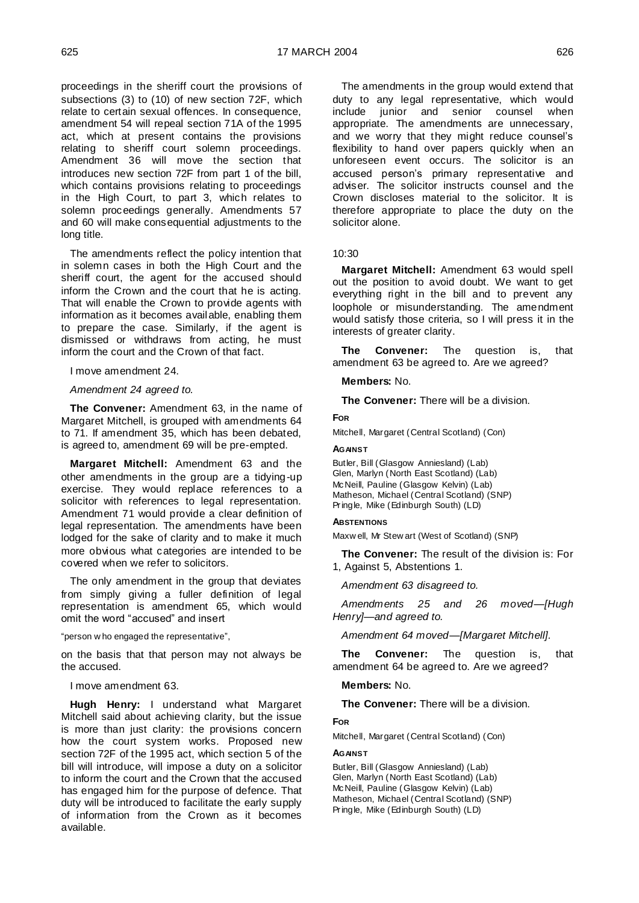proceedings in the sheriff court the provisions of subsections (3) to (10) of new section 72F, which relate to certain sexual offences. In consequence, amendment 54 will repeal section 71A of the 1995 act, which at present contains the provisions relating to sheriff court solemn proceedings. Amendment 36 will move the section that introduces new section 72F from part 1 of the bill, which contains provisions relating to proceedings in the High Court, to part 3, which relates to solemn proceedings generally. Amendments 57 and 60 will make consequential adjustments to the long title.

The amendments reflect the policy intention that in solemn cases in both the High Court and the sheriff court, the agent for the accused should inform the Crown and the court that he is acting. That will enable the Crown to provide agents with information as it becomes available, enabling them to prepare the case. Similarly, if the agent is dismissed or withdraws from acting, he must inform the court and the Crown of that fact.

I move amendment 24.

*Amendment 24 agreed to.*

**The Convener:** Amendment 63, in the name of Margaret Mitchell, is grouped with amendments 64 to 71. If amendment 35, which has been debated, is agreed to, amendment 69 will be pre-empted.

**Margaret Mitchell:** Amendment 63 and the other amendments in the group are a tidying-up exercise. They would replace references to a solicitor with references to legal representation. Amendment 71 would provide a clear definition of legal representation. The amendments have been lodged for the sake of clarity and to make it much more obvious what categories are intended to be covered when we refer to solicitors.

The only amendment in the group that deviates from simply giving a fuller definition of legal representation is amendment 65, which would omit the word "accused" and insert

"person who engaged the representative",

on the basis that that person may not always be the accused.

I move amendment 63.

**Hugh Henry:** I understand what Margaret Mitchell said about achieving clarity, but the issue is more than just clarity: the provisions concern how the court system works. Proposed new section 72F of the 1995 act, which section 5 of the bill will introduce, will impose a duty on a solicitor to inform the court and the Crown that the accused has engaged him for the purpose of defence. That duty will be introduced to facilitate the early supply of information from the Crown as it becomes available.

The amendments in the group would extend that duty to any legal representative, which would include junior and senior counsel when appropriate. The amendments are unnecessary, and we worry that they might reduce counsel's flexibility to hand over papers quickly when an unforeseen event occurs. The solicitor is an accused person's primary representative and adviser. The solicitor instructs counsel and the Crown discloses material to the solicitor. It is therefore appropriate to place the duty on the solicitor alone.

10:30

**Margaret Mitchell:** Amendment 63 would spell out the position to avoid doubt. We want to get everything right in the bill and to prevent any loophole or misunderstanding. The amendment would satisfy those criteria, so I will press it in the interests of greater clarity.

**The Convener:** The question is, that amendment 63 be agreed to. Are we agreed?

**Members:** No.

**The Convener:** There will be a division.

**FOR**

Mitchell, Margaret (Central Scotland) (Con)

**AGAINST**

Butler, Bill (Glasgow Anniesland) (Lab)
Glen, Marlyn (North East Scotland) (Lab)
McNeill, Pauline (Glasgow Kelvin) (Lab)
Matheson, Michael (Central Scotland) (SNP)
Pringle, Mike (Edinburgh South) (LD)

**ABSTENTIONS**

Maxwell, Mr Stewart (West of Scotland) (SNP)

**The Convener:** The result of the division is: For 1, Against 5, Abstentions 1.

*Amendment 63 disagreed to.*

*Amendments 25 and 26 moved—[Hugh Henry]—and agreed to.*

*Amendment 64 moved—[Margaret Mitchell].*

**The Convener:** The question is, that amendment 64 be agreed to. Are we agreed?

**Members:** No.

**The Convener:** There will be a division.

**FOR**

Mitchell, Margaret (Central Scotland) (Con)

**AGAINST**

Butler, Bill (Glasgow Anniesland) (Lab)
Glen, Marlyn (North East Scotland) (Lab)
McNeill, Pauline (Glasgow Kelvin) (Lab)
Matheson, Michael (Central Scotland) (SNP)
Pringle, Mike (Edinburgh South) (LD)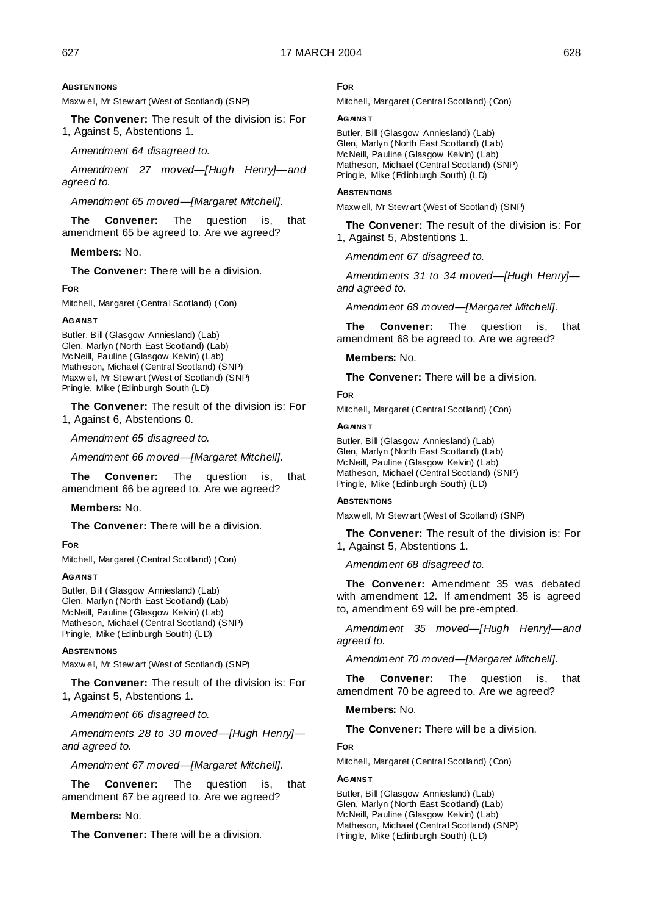**ABSTENTIONS**

Maxwell, Mr Stewart (West of Scotland) (SNP)

**The Convener:** The result of the division is: For 1, Against 5, Abstentions 1.

*Amendment 64 disagreed to.*

*Amendment 27 moved—[Hugh Henry]—and agreed to.*

*Amendment 65 moved—[Margaret Mitchell].*

**The Convener:** The question is, that amendment 65 be agreed to. Are we agreed?

**Members:** No.

**The Convener:** There will be a division.

**FOR**

Mitchell, Margaret (Central Scotland) (Con)

**AGAINST**

Butler, Bill (Glasgow Anniesland) (Lab)
Glen, Marlyn (North East Scotland) (Lab)
McNeill, Pauline (Glasgow Kelvin) (Lab)
Matheson, Michael (Central Scotland) (SNP)
Maxwell, Mr Stewart (West of Scotland) (SNP)
Pringle, Mike (Edinburgh South) (LD)

**The Convener:** The result of the division is: For 1, Against 6, Abstentions 0.

*Amendment 65 disagreed to.*

*Amendment 66 moved—[Margaret Mitchell].*

**The Convener:** The question is, that amendment 66 be agreed to. Are we agreed?

**Members:** No.

**The Convener:** There will be a division.

**FOR**

Mitchell, Margaret (Central Scotland) (Con)

**AGAINST**

Butler, Bill (Glasgow Anniesland) (Lab)
Glen, Marlyn (North East Scotland) (Lab)
McNeill, Pauline (Glasgow Kelvin) (Lab)
Matheson, Michael (Central Scotland) (SNP)
Pringle, Mike (Edinburgh South) (LD)

**ABSTENTIONS**

Maxwell, Mr Stewart (West of Scotland) (SNP)

**The Convener:** The result of the division is: For 1, Against 5, Abstentions 1.

*Amendment 66 disagreed to.*

*Amendments 28 to 30 moved—[Hugh Henry]—and agreed to.*

*Amendment 67 moved—[Margaret Mitchell].*

**The Convener:** The question is, that amendment 67 be agreed to. Are we agreed?

**Members:** No.

**The Convener:** There will be a division.

**FOR**

Mitchell, Margaret (Central Scotland) (Con)

**AGAINST**

Butler, Bill (Glasgow Anniesland) (Lab)
Glen, Marlyn (North East Scotland) (Lab)
McNeill, Pauline (Glasgow Kelvin) (Lab)
Matheson, Michael (Central Scotland) (SNP)
Pringle, Mike (Edinburgh South) (LD)

**ABSTENTIONS**

Maxwell, Mr Stewart (West of Scotland) (SNP)

**The Convener:** The result of the division is: For 1, Against 5, Abstentions 1.

*Amendment 67 disagreed to.*

*Amendments 31 to 34 moved—[Hugh Henry]—and agreed to.*

*Amendment 68 moved—[Margaret Mitchell].*

**The Convener:** The question is, that amendment 68 be agreed to. Are we agreed?

**Members:** No.

**The Convener:** There will be a division.

**FOR**

Mitchell, Margaret (Central Scotland) (Con)

**AGAINST**

Butler, Bill (Glasgow Anniesland) (Lab)
Glen, Marlyn (North East Scotland) (Lab)
McNeill, Pauline (Glasgow Kelvin) (Lab)
Matheson, Michael (Central Scotland) (SNP)
Pringle, Mike (Edinburgh South) (LD)

**ABSTENTIONS**

Maxwell, Mr Stewart (West of Scotland) (SNP)

**The Convener:** The result of the division is: For 1, Against 5, Abstentions 1.

*Amendment 68 disagreed to.*

**The Convener:** Amendment 35 was debated with amendment 12. If amendment 35 is agreed to, amendment 69 will be pre-empted.

*Amendment 35 moved—[Hugh Henry]—and agreed to.*

*Amendment 70 moved—[Margaret Mitchell].*

**The Convener:** The question is, that amendment 70 be agreed to. Are we agreed?

**Members:** No.

**The Convener:** There will be a division.

**FOR**

Mitchell, Margaret (Central Scotland) (Con)

**AGAINST**

Butler, Bill (Glasgow Anniesland) (Lab)
Glen, Marlyn (North East Scotland) (Lab)
McNeill, Pauline (Glasgow Kelvin) (Lab)
Matheson, Michael (Central Scotland) (SNP)
Pringle, Mike (Edinburgh South) (LD)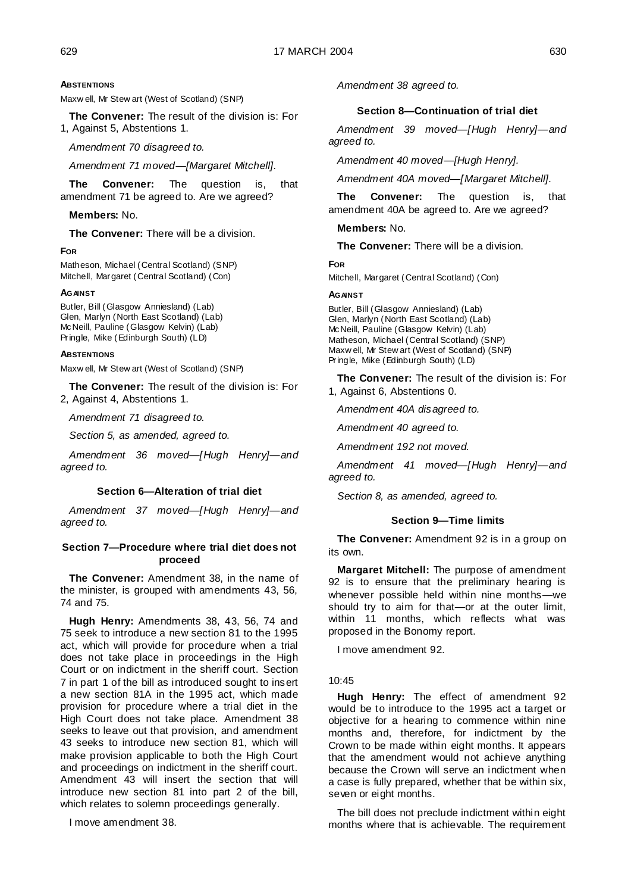**ABSTENTIONS**

Maxwell, Mr Stewart (West of Scotland) (SNP)

**The Convener:** The result of the division is: For 1, Against 5, Abstentions 1.

*Amendment 70 disagreed to.*

*Amendment 71 moved—[Margaret Mitchell].*

**The Convener:** The question is, that amendment 71 be agreed to. Are we agreed?

**Members:** No.

**The Convener:** There will be a division.

**FOR**

Matheson, Michael (Central Scotland) (SNP)
Mitchell, Margaret (Central Scotland) (Con)

**AGAINST**

Butler, Bill (Glasgow Anniesland) (Lab)
Glen, Marlyn (North East Scotland) (Lab)
McNeill, Pauline (Glasgow Kelvin) (Lab)
Pringle, Mike (Edinburgh South) (LD)

**ABSTENTIONS**

Maxwell, Mr Stewart (West of Scotland) (SNP)

**The Convener:** The result of the division is: For 2, Against 4, Abstentions 1.

*Amendment 71 disagreed to.*

*Section 5, as amended, agreed to.*

*Amendment 36 moved—[Hugh Henry]—and agreed to.*

### Section 6—Alteration of trial diet

*Amendment 37 moved—[Hugh Henry]—and agreed to.*

### Section 7—Procedure where trial diet does not proceed

**The Convener:** Amendment 38, in the name of the minister, is grouped with amendments 43, 56, 74 and 75.

**Hugh Henry:** Amendments 38, 43, 56, 74 and 75 seek to introduce a new section 81 to the 1995 act, which will provide for procedure when a trial does not take place in proceedings in the High Court or on indictment in the sheriff court. Section 7 in part 1 of the bill as introduced sought to insert a new section 81A in the 1995 act, which made provision for procedure where a trial diet in the High Court does not take place. Amendment 38 seeks to leave out that provision, and amendment 43 seeks to introduce new section 81, which will make provision applicable to both the High Court and proceedings on indictment in the sheriff court. Amendment 43 will insert the section that will introduce new section 81 into part 2 of the bill, which relates to solemn proceedings generally.

I move amendment 38.

*Amendment 38 agreed to.*

### Section 8—Continuation of trial diet

*Amendment 39 moved—[Hugh Henry]—and agreed to.*

*Amendment 40 moved—[Hugh Henry].*

*Amendment 40A moved—[Margaret Mitchell].*

**The Convener:** The question is, that amendment 40A be agreed to. Are we agreed?

**Members:** No.

**The Convener:** There will be a division.

**FOR**

Mitchell, Margaret (Central Scotland) (Con)

**AGAINST**

Butler, Bill (Glasgow Anniesland) (Lab)
Glen, Marlyn (North East Scotland) (Lab)
McNeill, Pauline (Glasgow Kelvin) (Lab)
Matheson, Michael (Central Scotland) (SNP)
Maxwell, Mr Stewart (West of Scotland) (SNP)
Pringle, Mike (Edinburgh South) (LD)

**The Convener:** The result of the division is: For 1, Against 6, Abstentions 0.

*Amendment 40A disagreed to.*

*Amendment 40 agreed to.*

*Amendment 192 not moved.*

*Amendment 41 moved—[Hugh Henry]—and agreed to.*

*Section 8, as amended, agreed to.*

### Section 9—Time limits

**The Convener:** Amendment 92 is in a group on its own.

**Margaret Mitchell:** The purpose of amendment 92 is to ensure that the preliminary hearing is whenever possible held within nine months—we should try to aim for that—or at the outer limit, within 11 months, which reflects what was proposed in the Bonomy report.

I move amendment 92.

10:45

**Hugh Henry:** The effect of amendment 92 would be to introduce to the 1995 act a target or objective for a hearing to commence within nine months and, therefore, for indictment by the Crown to be made within eight months. It appears that the amendment would not achieve anything because the Crown will serve an indictment when a case is fully prepared, whether that be within six, seven or eight months.

The bill does not preclude indictment within eight months where that is achievable. The requirement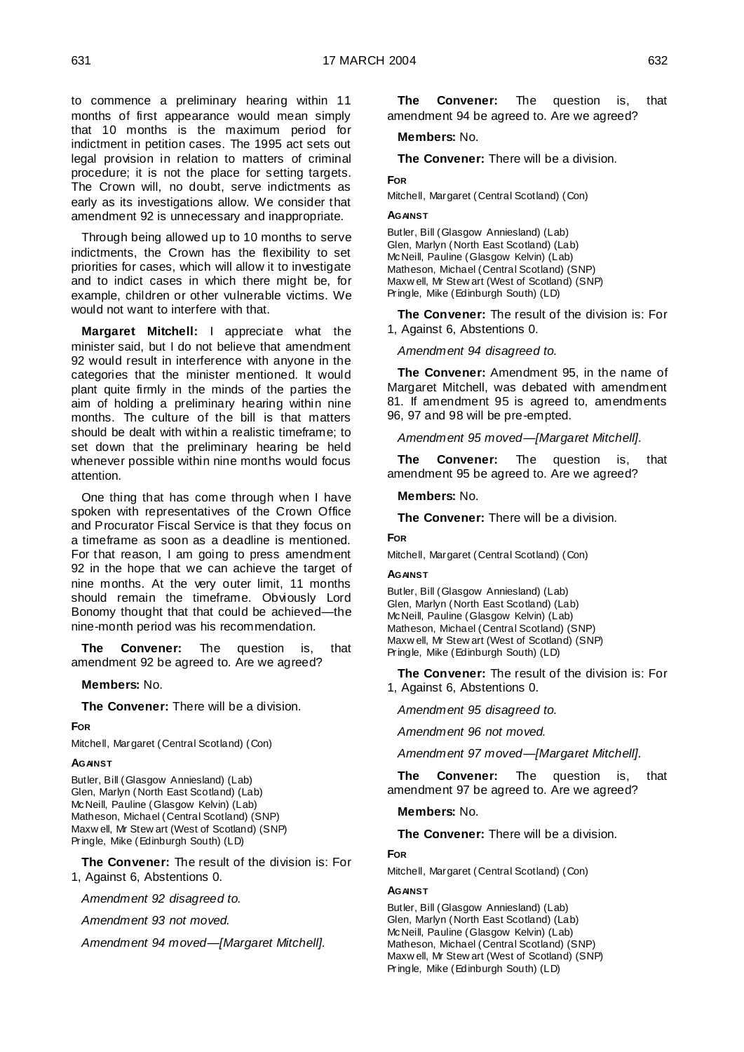to commence a preliminary hearing within 11 months of first appearance would mean simply that 10 months is the maximum period for indictment in petition cases. The 1995 act sets out legal provision in relation to matters of criminal procedure; it is not the place for setting targets. The Crown will, no doubt, serve indictments as early as its investigations allow. We consider that amendment 92 is unnecessary and inappropriate.

Through being allowed up to 10 months to serve indictments, the Crown has the flexibility to set priorities for cases, which will allow it to investigate and to indict cases in which there might be, for example, children or other vulnerable victims. We would not want to interfere with that.

**Margaret Mitchell:** I appreciate what the minister said, but I do not believe that amendment 92 would result in interference with anyone in the categories that the minister mentioned. It would plant quite firmly in the minds of the parties the aim of holding a preliminary hearing within nine months. The culture of the bill is that matters should be dealt with within a realistic timeframe; to set down that the preliminary hearing be held whenever possible within nine months would focus attention.

One thing that has come through when I have spoken with representatives of the Crown Office and Procurator Fiscal Service is that they focus on a timeframe as soon as a deadline is mentioned. For that reason, I am going to press amendment 92 in the hope that we can achieve the target of nine months. At the very outer limit, 11 months should remain the timeframe. Obviously Lord Bonomy thought that that could be achieved—the nine-month period was his recommendation.

**The Convener:** The question is, that amendment 92 be agreed to. Are we agreed?

**Members:** No.

**The Convener:** There will be a division.

**FOR**

Mitchell, Margaret (Central Scotland) (Con)

**AGAINST**

Butler, Bill (Glasgow Anniesland) (Lab)
Glen, Marlyn (North East Scotland) (Lab)
McNeill, Pauline (Glasgow Kelvin) (Lab)
Matheson, Michael (Central Scotland) (SNP)
Maxwell, Mr Stewart (West of Scotland) (SNP)
Pringle, Mike (Edinburgh South) (LD)

**The Convener:** The result of the division is: For 1, Against 6, Abstentions 0.

*Amendment 92 disagreed to.*

*Amendment 93 not moved.*

*Amendment 94 moved—[Margaret Mitchell].*

**The Convener:** The question is, that amendment 94 be agreed to. Are we agreed?

**Members:** No.

**The Convener:** There will be a division.

**FOR**

Mitchell, Margaret (Central Scotland) (Con)

**AGAINST**

Butler, Bill (Glasgow Anniesland) (Lab)
Glen, Marlyn (North East Scotland) (Lab)
McNeill, Pauline (Glasgow Kelvin) (Lab)
Matheson, Michael (Central Scotland) (SNP)
Maxwell, Mr Stewart (West of Scotland) (SNP)
Pringle, Mike (Edinburgh South) (LD)

**The Convener:** The result of the division is: For 1, Against 6, Abstentions 0.

*Amendment 94 disagreed to.*

**The Convener:** Amendment 95, in the name of Margaret Mitchell, was debated with amendment 81. If amendment 95 is agreed to, amendments 96, 97 and 98 will be pre-empted.

*Amendment 95 moved—[Margaret Mitchell].*

**The Convener:** The question is, that amendment 95 be agreed to. Are we agreed?

**Members:** No.

**The Convener:** There will be a division.

**FOR**

Mitchell, Margaret (Central Scotland) (Con)

**AGAINST**

Butler, Bill (Glasgow Anniesland) (Lab)
Glen, Marlyn (North East Scotland) (Lab)
McNeill, Pauline (Glasgow Kelvin) (Lab)
Matheson, Michael (Central Scotland) (SNP)
Maxwell, Mr Stewart (West of Scotland) (SNP)
Pringle, Mike (Edinburgh South) (LD)

**The Convener:** The result of the division is: For 1, Against 6, Abstentions 0.

*Amendment 95 disagreed to.*

*Amendment 96 not moved.*

*Amendment 97 moved—[Margaret Mitchell].*

**The Convener:** The question is, that amendment 97 be agreed to. Are we agreed?

**Members:** No.

**The Convener:** There will be a division.

**FOR**

Mitchell, Margaret (Central Scotland) (Con)

**AGAINST**

Butler, Bill (Glasgow Anniesland) (Lab)
Glen, Marlyn (North East Scotland) (Lab)
McNeill, Pauline (Glasgow Kelvin) (Lab)
Matheson, Michael (Central Scotland) (SNP)
Maxwell, Mr Stewart (West of Scotland) (SNP)
Pringle, Mike (Edinburgh South) (LD)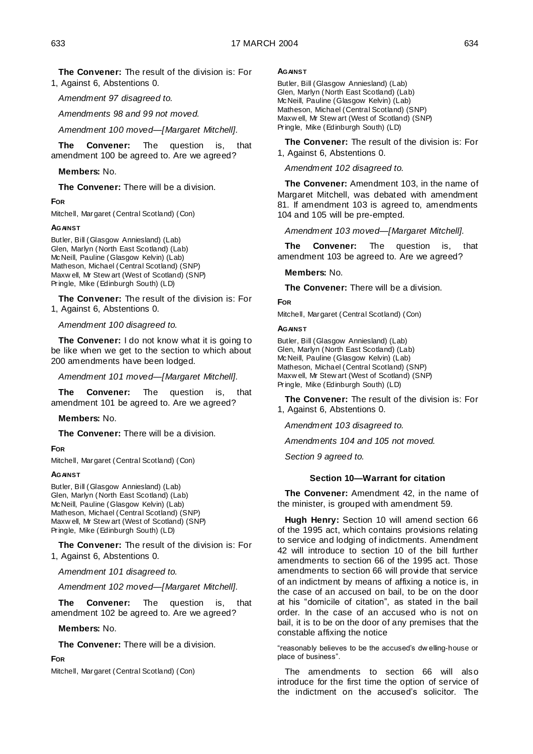**The Convener:** The result of the division is: For 1, Against 6, Abstentions 0.

*Amendment 97 disagreed to.*

*Amendments 98 and 99 not moved.*

*Amendment 100 moved—[Margaret Mitchell].*

**The Convener:** The question is, that amendment 100 be agreed to. Are we agreed?

**Members:** No.

**The Convener:** There will be a division.

**FOR**

Mitchell, Margaret (Central Scotland) (Con)

**AGAINST**

Butler, Bill (Glasgow Anniesland) (Lab)
Glen, Marlyn (North East Scotland) (Lab)
McNeill, Pauline (Glasgow Kelvin) (Lab)
Matheson, Michael (Central Scotland) (SNP)
Maxwell, Mr Stewart (West of Scotland) (SNP)
Pringle, Mike (Edinburgh South) (LD)

**The Convener:** The result of the division is: For 1, Against 6, Abstentions 0.

*Amendment 100 disagreed to.*

**The Convener:** I do not know what it is going to be like when we get to the section to which about 200 amendments have been lodged.

*Amendment 101 moved—[Margaret Mitchell].*

**The Convener:** The question is, that amendment 101 be agreed to. Are we agreed?

**Members:** No.

**The Convener:** There will be a division.

**FOR**

Mitchell, Margaret (Central Scotland) (Con)

**AGAINST**

Butler, Bill (Glasgow Anniesland) (Lab)
Glen, Marlyn (North East Scotland) (Lab)
McNeill, Pauline (Glasgow Kelvin) (Lab)
Matheson, Michael (Central Scotland) (SNP)
Maxwell, Mr Stewart (West of Scotland) (SNP)
Pringle, Mike (Edinburgh South) (LD)

**The Convener:** The result of the division is: For 1, Against 6, Abstentions 0.

*Amendment 101 disagreed to.*

*Amendment 102 moved—[Margaret Mitchell].*

**The Convener:** The question is, that amendment 102 be agreed to. Are we agreed?

**Members:** No.

**The Convener:** There will be a division.

**FOR**

Mitchell, Margaret (Central Scotland) (Con)

**AGAINST**

Butler, Bill (Glasgow Anniesland) (Lab)
Glen, Marlyn (North East Scotland) (Lab)
McNeill, Pauline (Glasgow Kelvin) (Lab)
Matheson, Michael (Central Scotland) (SNP)
Maxwell, Mr Stewart (West of Scotland) (SNP)
Pringle, Mike (Edinburgh South) (LD)

**The Convener:** The result of the division is: For 1, Against 6, Abstentions 0.

*Amendment 102 disagreed to.*

**The Convener:** Amendment 103, in the name of Margaret Mitchell, was debated with amendment 81. If amendment 103 is agreed to, amendments 104 and 105 will be pre-empted.

*Amendment 103 moved—[Margaret Mitchell].*

**The Convener:** The question is, that amendment 103 be agreed to. Are we agreed?

**Members:** No.

**The Convener:** There will be a division.

**FOR**

Mitchell, Margaret (Central Scotland) (Con)

**AGAINST**

Butler, Bill (Glasgow Anniesland) (Lab)
Glen, Marlyn (North East Scotland) (Lab)
McNeill, Pauline (Glasgow Kelvin) (Lab)
Matheson, Michael (Central Scotland) (SNP)
Maxwell, Mr Stewart (West of Scotland) (SNP)
Pringle, Mike (Edinburgh South) (LD)

**The Convener:** The result of the division is: For 1, Against 6, Abstentions 0.

*Amendment 103 disagreed to.*

*Amendments 104 and 105 not moved.*

*Section 9 agreed to.*

### Section 10—Warrant for citation

**The Convener:** Amendment 42, in the name of the minister, is grouped with amendment 59.

**Hugh Henry:** Section 10 will amend section 66 of the 1995 act, which contains provisions relating to service and lodging of indictments. Amendment 42 will introduce to section 10 of the bill further amendments to section 66 of the 1995 act. Those amendments to section 66 will provide that service of an indictment by means of affixing a notice is, in the case of an accused on bail, to be on the door at his "domicile of citation", as stated in the bail order. In the case of an accused who is not on bail, it is to be on the door of any premises that the constable affixing the notice

"reasonably believes to be the accused's dwelling-house or place of business".

The amendments to section 66 will also introduce for the first time the option of service of the indictment on the accused's solicitor. The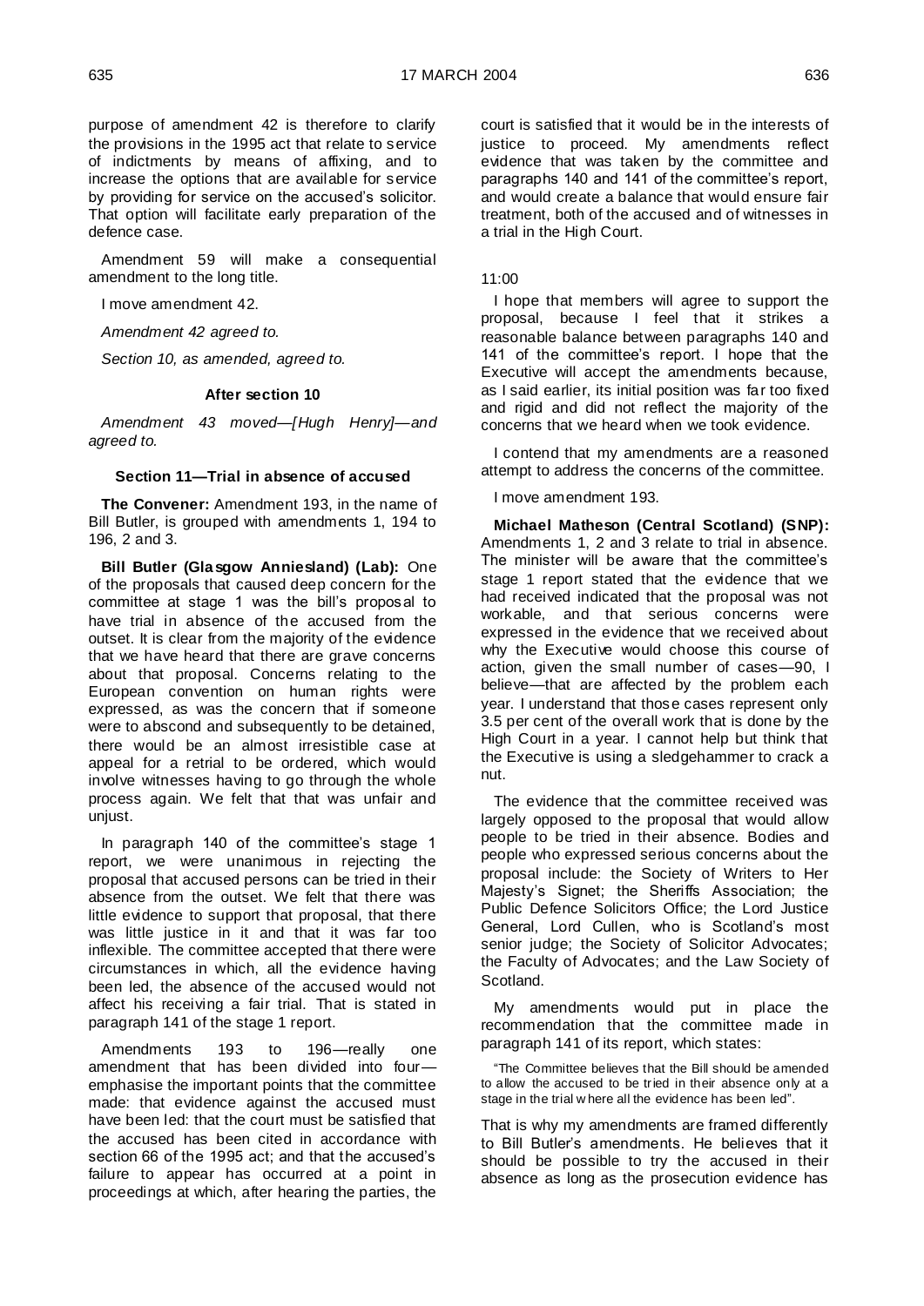purpose of amendment 42 is therefore to clarify the provisions in the 1995 act that relate to service of indictments by means of affixing, and to increase the options that are available for service by providing for service on the accused's solicitor. That option will facilitate early preparation of the defence case.

Amendment 59 will make a consequential amendment to the long title.

I move amendment 42.

*Amendment 42 agreed to.*

*Section 10, as amended, agreed to.*

### After section 10

*Amendment 43 moved—[Hugh Henry]—and agreed to.*

### Section 11—Trial in absence of accused

**The Convener:** Amendment 193, in the name of Bill Butler, is grouped with amendments 1, 194 to 196, 2 and 3.

**Bill Butler (Glasgow Anniesland) (Lab):** One of the proposals that caused deep concern for the committee at stage 1 was the bill's proposal to have trial in absence of the accused from the outset. It is clear from the majority of the evidence that we have heard that there are grave concerns about that proposal. Concerns relating to the European convention on human rights were expressed, as was the concern that if someone were to abscond and subsequently to be detained, there would be an almost irresistible case at appeal for a retrial to be ordered, which would involve witnesses having to go through the whole process again. We felt that that was unfair and unjust.

In paragraph 140 of the committee's stage 1 report, we were unanimous in rejecting the proposal that accused persons can be tried in their absence from the outset. We felt that there was little evidence to support that proposal, that there was little justice in it and that it was far too inflexible. The committee accepted that there were circumstances in which, all the evidence having been led, the absence of the accused would not affect his receiving a fair trial. That is stated in paragraph 141 of the stage 1 report.

Amendments 193 to 196—really one amendment that has been divided into four—emphasise the important points that the committee made: that evidence against the accused must have been led: that the court must be satisfied that the accused has been cited in accordance with section 66 of the 1995 act; and that the accused's failure to appear has occurred at a point in proceedings at which, after hearing the parties, the court is satisfied that it would be in the interests of justice to proceed. My amendments reflect evidence that was taken by the committee and paragraphs 140 and 141 of the committee's report, and would create a balance that would ensure fair treatment, both of the accused and of witnesses in a trial in the High Court.

11:00

I hope that members will agree to support the proposal, because I feel that it strikes a reasonable balance between paragraphs 140 and 141 of the committee's report. I hope that the Executive will accept the amendments because, as I said earlier, its initial position was far too fixed and rigid and did not reflect the majority of the concerns that we heard when we took evidence.

I contend that my amendments are a reasoned attempt to address the concerns of the committee.

I move amendment 193.

**Michael Matheson (Central Scotland) (SNP):** Amendments 1, 2 and 3 relate to trial in absence. The minister will be aware that the committee's stage 1 report stated that the evidence that we had received indicated that the proposal was not workable, and that serious concerns were expressed in the evidence that we received about why the Executive would choose this course of action, given the small number of cases—90, I believe—that are affected by the problem each year. I understand that those cases represent only 3.5 per cent of the overall work that is done by the High Court in a year. I cannot help but think that the Executive is using a sledgehammer to crack a nut.

The evidence that the committee received was largely opposed to the proposal that would allow people to be tried in their absence. Bodies and people who expressed serious concerns about the proposal include: the Society of Writers to Her Majesty's Signet; the Sheriffs Association; the Public Defence Solicitors Office; the Lord Justice General, Lord Cullen, who is Scotland's most senior judge; the Society of Solicitor Advocates; the Faculty of Advocates; and the Law Society of Scotland.

My amendments would put in place the recommendation that the committee made in paragraph 141 of its report, which states:

> "The Committee believes that the Bill should be amended to allow the accused to be tried in their absence only at a stage in the trial where all the evidence has been led".

That is why my amendments are framed differently to Bill Butler's amendments. He believes that it should be possible to try the accused in their absence as long as the prosecution evidence has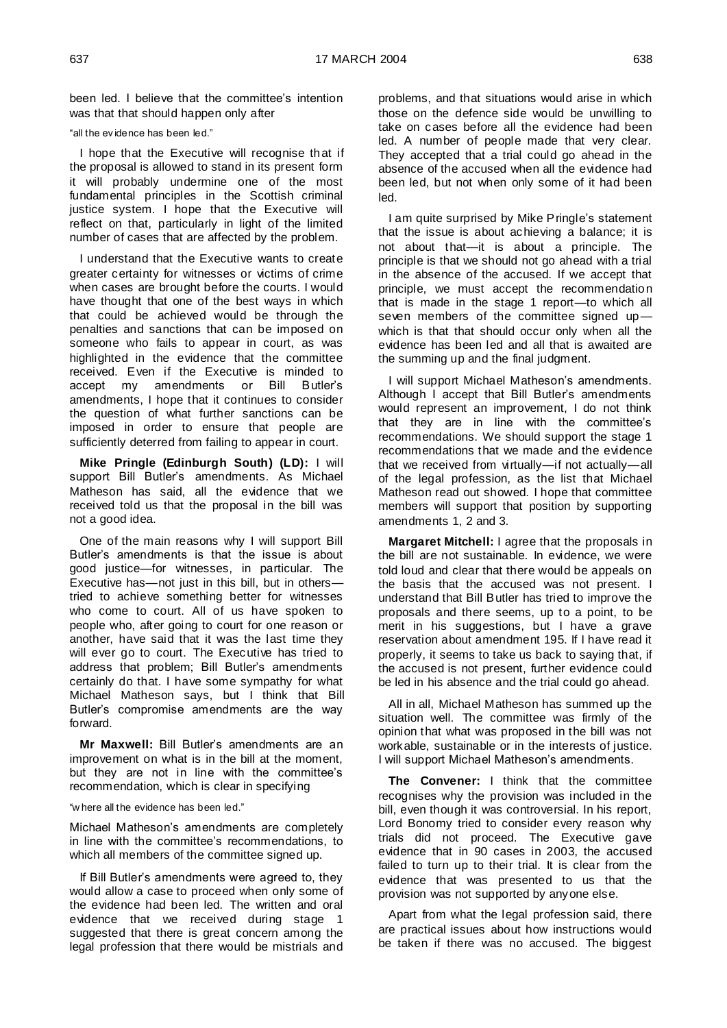been led. I believe that the committee's intention was that that should happen only after

"all the evidence has been led."

I hope that the Executive will recognise that if the proposal is allowed to stand in its present form it will probably undermine one of the most fundamental principles in the Scottish criminal justice system. I hope that the Executive will reflect on that, particularly in light of the limited number of cases that are affected by the problem.

I understand that the Executive wants to create greater certainty for witnesses or victims of crime when cases are brought before the courts. I would have thought that one of the best ways in which that could be achieved would be through the penalties and sanctions that can be imposed on someone who fails to appear in court, as was highlighted in the evidence that the committee received. Even if the Executive is minded to accept my amendments or Bill Butler's amendments, I hope that it continues to consider the question of what further sanctions can be imposed in order to ensure that people are sufficiently deterred from failing to appear in court.

**Mike Pringle (Edinburgh South) (LD):** I will support Bill Butler's amendments. As Michael Matheson has said, all the evidence that we received told us that the proposal in the bill was not a good idea.

One of the main reasons why I will support Bill Butler's amendments is that the issue is about good justice—for witnesses, in particular. The Executive has—not just in this bill, but in others—tried to achieve something better for witnesses who come to court. All of us have spoken to people who, after going to court for one reason or another, have said that it was the last time they will ever go to court. The Executive has tried to address that problem; Bill Butler's amendments certainly do that. I have some sympathy for what Michael Matheson says, but I think that Bill Butler's compromise amendments are the way forward.

**Mr Maxwell:** Bill Butler's amendments are an improvement on what is in the bill at the moment, but they are not in line with the committee's recommendation, which is clear in specifying

"where all the evidence has been led."

Michael Matheson's amendments are completely in line with the committee's recommendations, to which all members of the committee signed up.

If Bill Butler's amendments were agreed to, they would allow a case to proceed when only some of the evidence had been led. The written and oral evidence that we received during stage 1 suggested that there is great concern among the legal profession that there would be mistrials and problems, and that situations would arise in which those on the defence side would be unwilling to take on cases before all the evidence had been led. A number of people made that very clear. They accepted that a trial could go ahead in the absence of the accused when all the evidence had been led, but not when only some of it had been led.

I am quite surprised by Mike Pringle's statement that the issue is about achieving a balance; it is not about that—it is about a principle. The principle is that we should not go ahead with a trial in the absence of the accused. If we accept that principle, we must accept the recommendation that is made in the stage 1 report—to which all seven members of the committee signed up—which is that that should occur only when all the evidence has been led and all that is awaited are the summing up and the final judgment.

I will support Michael Matheson's amendments. Although I accept that Bill Butler's amendments would represent an improvement, I do not think that they are in line with the committee's recommendations. We should support the stage 1 recommendations that we made and the evidence that we received from virtually—if not actually—all of the legal profession, as the list that Michael Matheson read out showed. I hope that committee members will support that position by supporting amendments 1, 2 and 3.

**Margaret Mitchell:** I agree that the proposals in the bill are not sustainable. In evidence, we were told loud and clear that there would be appeals on the basis that the accused was not present. I understand that Bill Butler has tried to improve the proposals and there seems, up to a point, to be merit in his suggestions, but I have a grave reservation about amendment 195. If I have read it properly, it seems to take us back to saying that, if the accused is not present, further evidence could be led in his absence and the trial could go ahead.

All in all, Michael Matheson has summed up the situation well. The committee was firmly of the opinion that what was proposed in the bill was not workable, sustainable or in the interests of justice. I will support Michael Matheson's amendments.

**The Convener:** I think that the committee recognises why the provision was included in the bill, even though it was controversial. In his report, Lord Bonomy tried to consider every reason why trials did not proceed. The Executive gave evidence that in 90 cases in 2003, the accused failed to turn up to their trial. It is clear from the evidence that was presented to us that the provision was not supported by anyone else.

Apart from what the legal profession said, there are practical issues about how instructions would be taken if there was no accused. The biggest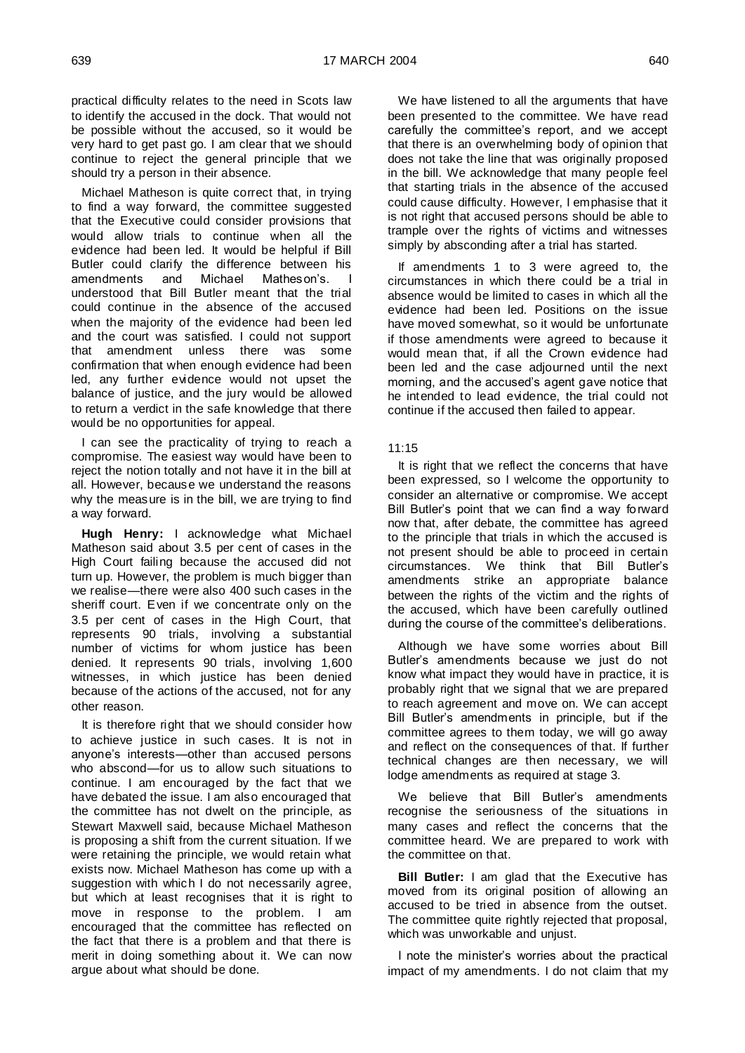practical difficulty relates to the need in Scots law to identify the accused in the dock. That would not be possible without the accused, so it would be very hard to get past go. I am clear that we should continue to reject the general principle that we should try a person in their absence.

Michael Matheson is quite correct that, in trying to find a way forward, the committee suggested that the Executive could consider provisions that would allow trials to continue when all the evidence had been led. It would be helpful if Bill Butler could clarify the difference between his amendments and Michael Matheson's. I understood that Bill Butler meant that the trial could continue in the absence of the accused when the majority of the evidence had been led and the court was satisfied. I could not support that amendment unless there was some confirmation that when enough evidence had been led, any further evidence would not upset the balance of justice, and the jury would be allowed to return a verdict in the safe knowledge that there would be no opportunities for appeal.

I can see the practicality of trying to reach a compromise. The easiest way would have been to reject the notion totally and not have it in the bill at all. However, because we understand the reasons why the measure is in the bill, we are trying to find a way forward.

**Hugh Henry:** I acknowledge what Michael Matheson said about 3.5 per cent of cases in the High Court failing because the accused did not turn up. However, the problem is much bigger than we realise—there were also 400 such cases in the sheriff court. Even if we concentrate only on the 3.5 per cent of cases in the High Court, that represents 90 trials, involving a substantial number of victims for whom justice has been denied. It represents 90 trials, involving 1,600 witnesses, in which justice has been denied because of the actions of the accused, not for any other reason.

It is therefore right that we should consider how to achieve justice in such cases. It is not in anyone's interests—other than accused persons who abscond—for us to allow such situations to continue. I am encouraged by the fact that we have debated the issue. I am also encouraged that the committee has not dwelt on the principle, as Stewart Maxwell said, because Michael Matheson is proposing a shift from the current situation. If we were retaining the principle, we would retain what exists now. Michael Matheson has come up with a suggestion with which I do not necessarily agree, but which at least recognises that it is right to move in response to the problem. I am encouraged that the committee has reflected on the fact that there is a problem and that there is merit in doing something about it. We can now argue about what should be done.

We have listened to all the arguments that have been presented to the committee. We have read carefully the committee's report, and we accept that there is an overwhelming body of opinion that does not take the line that was originally proposed in the bill. We acknowledge that many people feel that starting trials in the absence of the accused could cause difficulty. However, I emphasise that it is not right that accused persons should be able to trample over the rights of victims and witnesses simply by absconding after a trial has started.

If amendments 1 to 3 were agreed to, the circumstances in which there could be a trial in absence would be limited to cases in which all the evidence had been led. Positions on the issue have moved somewhat, so it would be unfortunate if those amendments were agreed to because it would mean that, if all the Crown evidence had been led and the case adjourned until the next morning, and the accused's agent gave notice that he intended to lead evidence, the trial could not continue if the accused then failed to appear.

11:15

It is right that we reflect the concerns that have been expressed, so I welcome the opportunity to consider an alternative or compromise. We accept Bill Butler's point that we can find a way forward now that, after debate, the committee has agreed to the principle that trials in which the accused is not present should be able to proceed in certain circumstances. We think that Bill Butler's amendments strike an appropriate balance between the rights of the victim and the rights of the accused, which have been carefully outlined during the course of the committee's deliberations.

Although we have some worries about Bill Butler's amendments because we just do not know what impact they would have in practice, it is probably right that we signal that we are prepared to reach agreement and move on. We can accept Bill Butler's amendments in principle, but if the committee agrees to them today, we will go away and reflect on the consequences of that. If further technical changes are then necessary, we will lodge amendments as required at stage 3.

We believe that Bill Butler's amendments recognise the seriousness of the situations in many cases and reflect the concerns that the committee heard. We are prepared to work with the committee on that.

**Bill Butler:** I am glad that the Executive has moved from its original position of allowing an accused to be tried in absence from the outset. The committee quite rightly rejected that proposal, which was unworkable and unjust.

I note the minister's worries about the practical impact of my amendments. I do not claim that my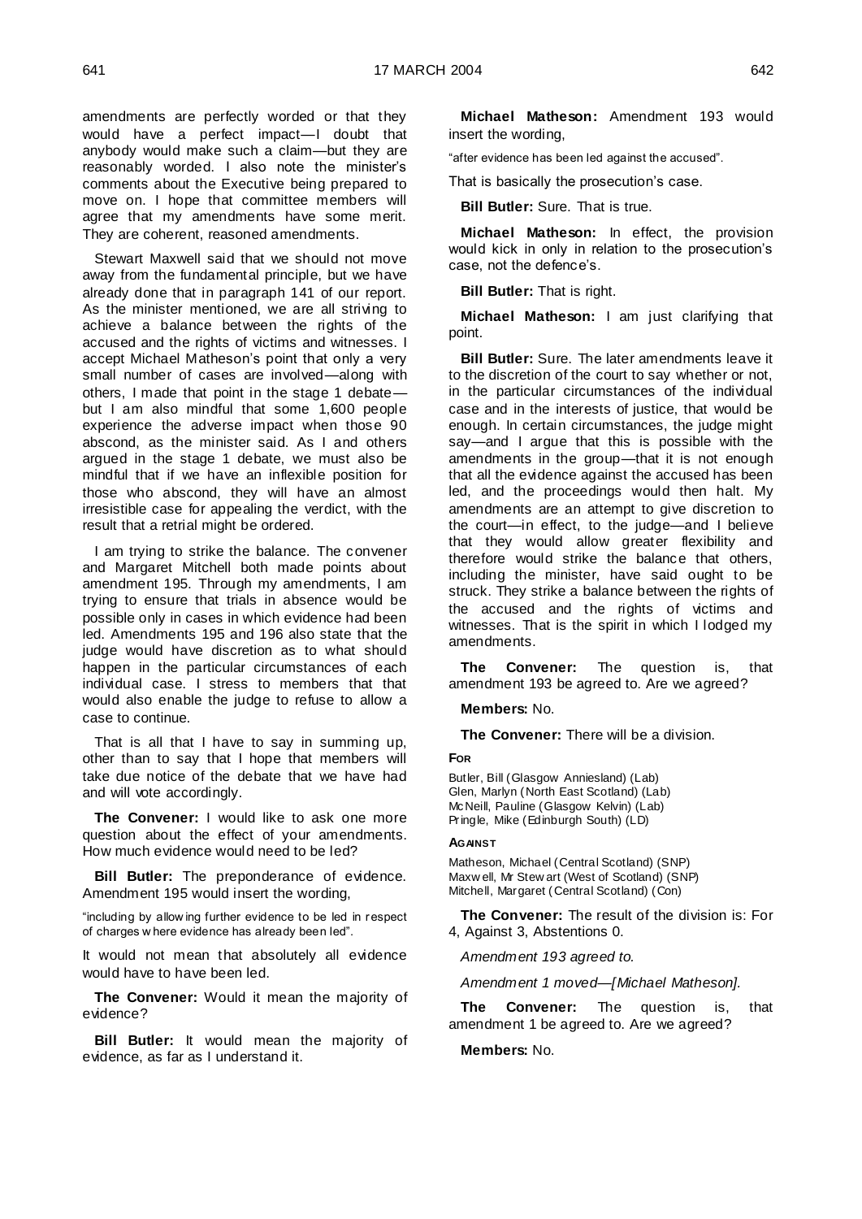amendments are perfectly worded or that they would have a perfect impact—I doubt that anybody would make such a claim—but they are reasonably worded. I also note the minister's comments about the Executive being prepared to move on. I hope that committee members will agree that my amendments have some merit. They are coherent, reasoned amendments.

Stewart Maxwell said that we should not move away from the fundamental principle, but we have already done that in paragraph 141 of our report. As the minister mentioned, we are all striving to achieve a balance between the rights of the accused and the rights of victims and witnesses. I accept Michael Matheson's point that only a very small number of cases are involved—along with others, I made that point in the stage 1 debate—but I am also mindful that some 1,600 people experience the adverse impact when those 90 abscond, as the minister said. As I and others argued in the stage 1 debate, we must also be mindful that if we have an inflexible position for those who abscond, they will have an almost irresistible case for appealing the verdict, with the result that a retrial might be ordered.

I am trying to strike the balance. The convener and Margaret Mitchell both made points about amendment 195. Through my amendments, I am trying to ensure that trials in absence would be possible only in cases in which evidence had been led. Amendments 195 and 196 also state that the judge would have discretion as to what should happen in the particular circumstances of each individual case. I stress to members that that would also enable the judge to refuse to allow a case to continue.

That is all that I have to say in summing up, other than to say that I hope that members will take due notice of the debate that we have had and will vote accordingly.

**The Convener:** I would like to ask one more question about the effect of your amendments. How much evidence would need to be led?

**Bill Butler:** The preponderance of evidence. Amendment 195 would insert the wording,

"including by allowing further evidence to be led in respect of charges where evidence has already been led".

It would not mean that absolutely all evidence would have to have been led.

**The Convener:** Would it mean the majority of evidence?

**Bill Butler:** It would mean the majority of evidence, as far as I understand it.

**Michael Matheson:** Amendment 193 would insert the wording,

"after evidence has been led against the accused".

That is basically the prosecution's case.

**Bill Butler:** Sure. That is true.

**Michael Matheson:** In effect, the provision would kick in only in relation to the prosecution's case, not the defence's.

**Bill Butler:** That is right.

**Michael Matheson:** I am just clarifying that point.

**Bill Butler:** Sure. The later amendments leave it to the discretion of the court to say whether or not, in the particular circumstances of the individual case and in the interests of justice, that would be enough. In certain circumstances, the judge might say—and I argue that this is possible with the amendments in the group—that it is not enough that all the evidence against the accused has been led, and the proceedings would then halt. My amendments are an attempt to give discretion to the court—in effect, to the judge—and I believe that they would allow greater flexibility and therefore would strike the balance that others, including the minister, have said ought to be struck. They strike a balance between the rights of the accused and the rights of victims and witnesses. That is the spirit in which I lodged my amendments.

**The Convener:** The question is, that amendment 193 be agreed to. Are we agreed?

**Members:** No.

**The Convener:** There will be a division.

**FOR**

Butler, Bill (Glasgow Anniesland) (Lab)
Glen, Marlyn (North East Scotland) (Lab)
McNeill, Pauline (Glasgow Kelvin) (Lab)
Pringle, Mike (Edinburgh South) (LD)

**AGAINST**

Matheson, Michael (Central Scotland) (SNP)
Maxwell, Mr Stewart (West of Scotland) (SNP)
Mitchell, Margaret (Central Scotland) (Con)

**The Convener:** The result of the division is: For 4, Against 3, Abstentions 0.

*Amendment 193 agreed to.*

*Amendment 1 moved—[Michael Matheson].*

**The Convener:** The question is, that amendment 1 be agreed to. Are we agreed?

**Members:** No.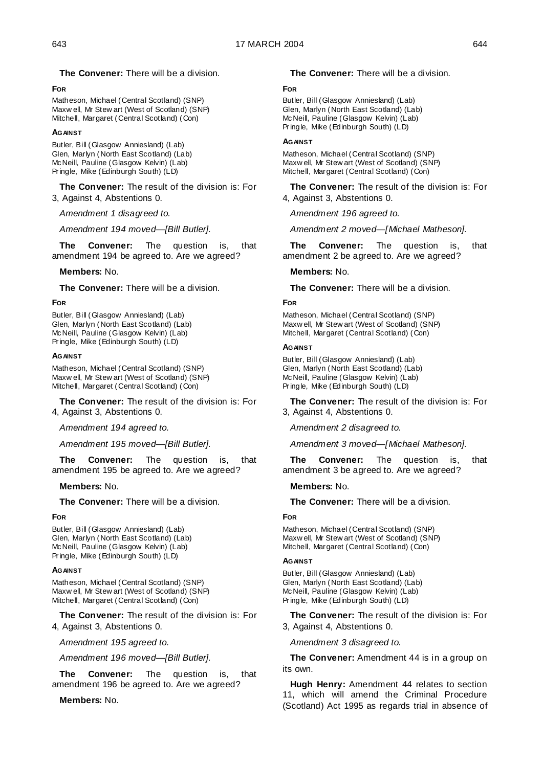**The Convener:** There will be a division.

**FOR**

Matheson, Michael (Central Scotland) (SNP)
Maxwell, Mr Stewart (West of Scotland) (SNP)
Mitchell, Margaret (Central Scotland) (Con)

**AGAINST**

Butler, Bill (Glasgow Anniesland) (Lab)
Glen, Marlyn (North East Scotland) (Lab)
McNeill, Pauline (Glasgow Kelvin) (Lab)
Pringle, Mike (Edinburgh South) (LD)

**The Convener:** The result of the division is: For 3, Against 4, Abstentions 0.

*Amendment 1 disagreed to.*

*Amendment 194 moved—[Bill Butler].*

**The Convener:** The question is, that amendment 194 be agreed to. Are we agreed?

**Members:** No.

**The Convener:** There will be a division.

**FOR**

Butler, Bill (Glasgow Anniesland) (Lab)
Glen, Marlyn (North East Scotland) (Lab)
McNeill, Pauline (Glasgow Kelvin) (Lab)
Pringle, Mike (Edinburgh South) (LD)

**AGAINST**

Matheson, Michael (Central Scotland) (SNP)
Maxwell, Mr Stewart (West of Scotland) (SNP)
Mitchell, Margaret (Central Scotland) (Con)

**The Convener:** The result of the division is: For 4, Against 3, Abstentions 0.

*Amendment 194 agreed to.*

*Amendment 195 moved—[Bill Butler].*

**The Convener:** The question is, that amendment 195 be agreed to. Are we agreed?

**Members:** No.

**The Convener:** There will be a division.

**FOR**

Butler, Bill (Glasgow Anniesland) (Lab)
Glen, Marlyn (North East Scotland) (Lab)
McNeill, Pauline (Glasgow Kelvin) (Lab)
Pringle, Mike (Edinburgh South) (LD)

**AGAINST**

Matheson, Michael (Central Scotland) (SNP)
Maxwell, Mr Stewart (West of Scotland) (SNP)
Mitchell, Margaret (Central Scotland) (Con)

**The Convener:** The result of the division is: For 4, Against 3, Abstentions 0.

*Amendment 195 agreed to.*

*Amendment 196 moved—[Bill Butler].*

**The Convener:** The question is, that amendment 196 be agreed to. Are we agreed?

**Members:** No.

**The Convener:** There will be a division.

**FOR**

Butler, Bill (Glasgow Anniesland) (Lab)
Glen, Marlyn (North East Scotland) (Lab)
McNeill, Pauline (Glasgow Kelvin) (Lab)
Pringle, Mike (Edinburgh South) (LD)

**AGAINST**

Matheson, Michael (Central Scotland) (SNP)
Maxwell, Mr Stewart (West of Scotland) (SNP)
Mitchell, Margaret (Central Scotland) (Con)

**The Convener:** The result of the division is: For 4, Against 3, Abstentions 0.

*Amendment 196 agreed to.*

*Amendment 2 moved—[Michael Matheson].*

**The Convener:** The question is, that amendment 2 be agreed to. Are we agreed?

**Members:** No.

**The Convener:** There will be a division.

**FOR**

Matheson, Michael (Central Scotland) (SNP)
Maxwell, Mr Stewart (West of Scotland) (SNP)
Mitchell, Margaret (Central Scotland) (Con)

**AGAINST**

Butler, Bill (Glasgow Anniesland) (Lab)
Glen, Marlyn (North East Scotland) (Lab)
McNeill, Pauline (Glasgow Kelvin) (Lab)
Pringle, Mike (Edinburgh South) (LD)

**The Convener:** The result of the division is: For 3, Against 4, Abstentions 0.

*Amendment 2 disagreed to.*

*Amendment 3 moved—[Michael Matheson].*

**The Convener:** The question is, that amendment 3 be agreed to. Are we agreed?

**Members:** No.

**The Convener:** There will be a division.

**FOR**

Matheson, Michael (Central Scotland) (SNP)
Maxwell, Mr Stewart (West of Scotland) (SNP)
Mitchell, Margaret (Central Scotland) (Con)

**AGAINST**

Butler, Bill (Glasgow Anniesland) (Lab)
Glen, Marlyn (North East Scotland) (Lab)
McNeill, Pauline (Glasgow Kelvin) (Lab)
Pringle, Mike (Edinburgh South) (LD)

**The Convener:** The result of the division is: For 3, Against 4, Abstentions 0.

*Amendment 3 disagreed to.*

**The Convener:** Amendment 44 is in a group on its own.

**Hugh Henry:** Amendment 44 relates to section 11, which will amend the Criminal Procedure (Scotland) Act 1995 as regards trial in absence of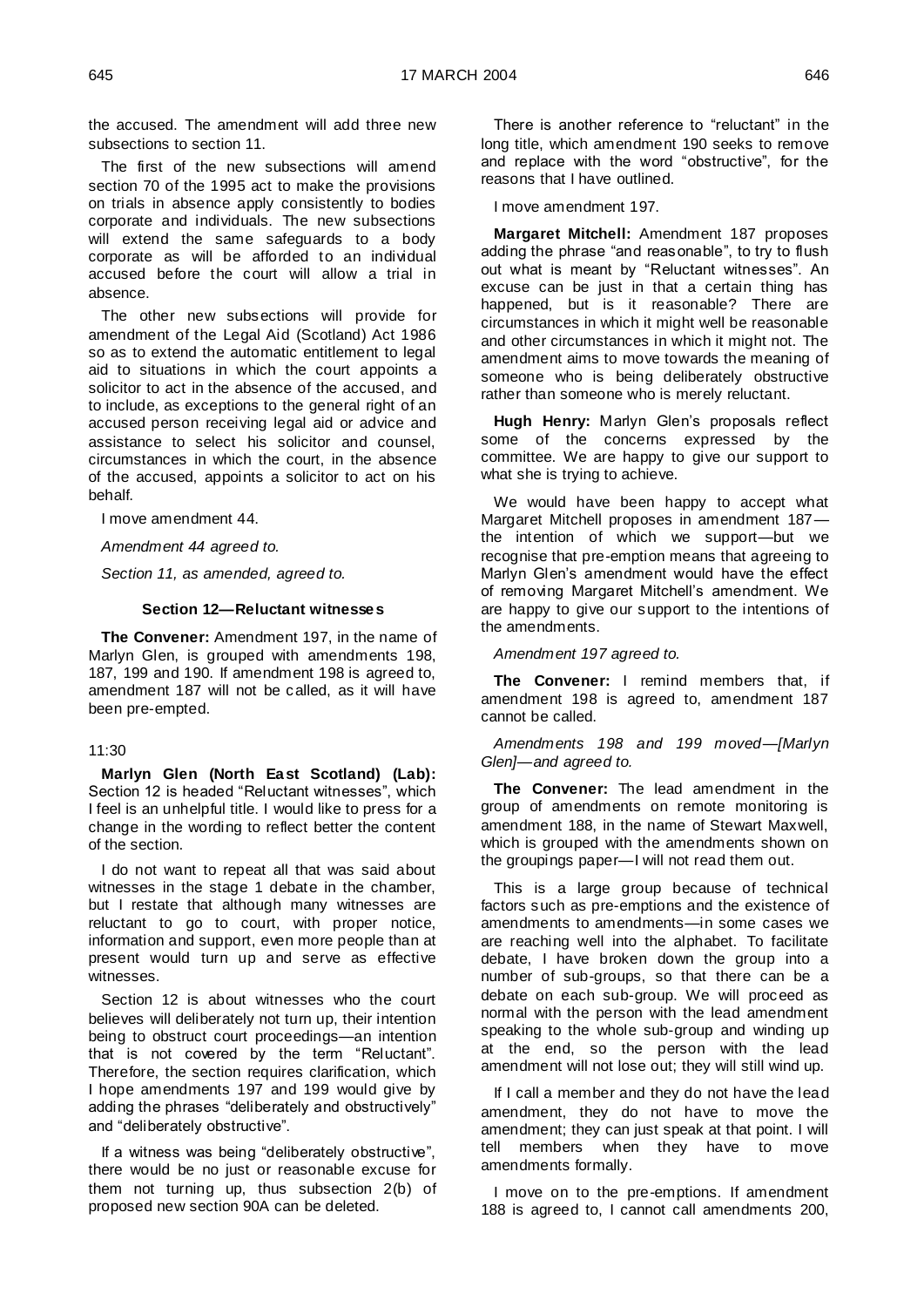the accused. The amendment will add three new subsections to section 11.

The first of the new subsections will amend section 70 of the 1995 act to make the provisions on trials in absence apply consistently to bodies corporate and individuals. The new subsections will extend the same safeguards to a body corporate as will be afforded to an individual accused before the court will allow a trial in absence.

The other new subsections will provide for amendment of the Legal Aid (Scotland) Act 1986 so as to extend the automatic entitlement to legal aid to situations in which the court appoints a solicitor to act in the absence of the accused, and to include, as exceptions to the general right of an accused person receiving legal aid or advice and assistance to select his solicitor and counsel, circumstances in which the court, in the absence of the accused, appoints a solicitor to act on his behalf.

I move amendment 44.

*Amendment 44 agreed to.*

*Section 11, as amended, agreed to.*

#### Section 12—Reluctant witnesses

**The Convener:** Amendment 197, in the name of Marlyn Glen, is grouped with amendments 198, 187, 199 and 190. If amendment 198 is agreed to, amendment 187 will not be called, as it will have been pre-empted.

11:30

**Marlyn Glen (North East Scotland) (Lab):** Section 12 is headed "Reluctant witnesses", which I feel is an unhelpful title. I would like to press for a change in the wording to reflect better the content of the section.

I do not want to repeat all that was said about witnesses in the stage 1 debate in the chamber, but I restate that although many witnesses are reluctant to go to court, with proper notice, information and support, even more people than at present would turn up and serve as effective witnesses.

Section 12 is about witnesses who the court believes will deliberately not turn up, their intention being to obstruct court proceedings—an intention that is not covered by the term "Reluctant". Therefore, the section requires clarification, which I hope amendments 197 and 199 would give by adding the phrases "deliberately and obstructively" and "deliberately obstructive".

If a witness was being "deliberately obstructive", there would be no just or reasonable excuse for them not turning up, thus subsection 2(b) of proposed new section 90A can be deleted.

There is another reference to "reluctant" in the long title, which amendment 190 seeks to remove and replace with the word "obstructive", for the reasons that I have outlined.

I move amendment 197.

**Margaret Mitchell:** Amendment 187 proposes adding the phrase "and reasonable", to try to flush out what is meant by "Reluctant witnesses". An excuse can be just in that a certain thing has happened, but is it reasonable? There are circumstances in which it might well be reasonable and other circumstances in which it might not. The amendment aims to move towards the meaning of someone who is being deliberately obstructive rather than someone who is merely reluctant.

**Hugh Henry:** Marlyn Glen's proposals reflect some of the concerns expressed by the committee. We are happy to give our support to what she is trying to achieve.

We would have been happy to accept what Margaret Mitchell proposes in amendment 187—the intention of which we support—but we recognise that pre-emption means that agreeing to Marlyn Glen's amendment would have the effect of removing Margaret Mitchell's amendment. We are happy to give our support to the intentions of the amendments.

*Amendment 197 agreed to.*

**The Convener:** I remind members that, if amendment 198 is agreed to, amendment 187 cannot be called.

*Amendments 198 and 199 moved—[Marlyn Glen]—and agreed to.*

**The Convener:** The lead amendment in the group of amendments on remote monitoring is amendment 188, in the name of Stewart Maxwell, which is grouped with the amendments shown on the groupings paper—I will not read them out.

This is a large group because of technical factors such as pre-emptions and the existence of amendments to amendments—in some cases we are reaching well into the alphabet. To facilitate debate, I have broken down the group into a number of sub-groups, so that there can be a debate on each sub-group. We will proceed as normal with the person with the lead amendment speaking to the whole sub-group and winding up at the end, so the person with the lead amendment will not lose out; they will still wind up.

If I call a member and they do not have the lead amendment, they do not have to move the amendment; they can just speak at that point. I will tell members when they have to move amendments formally.

I move on to the pre-emptions. If amendment 188 is agreed to, I cannot call amendments 200,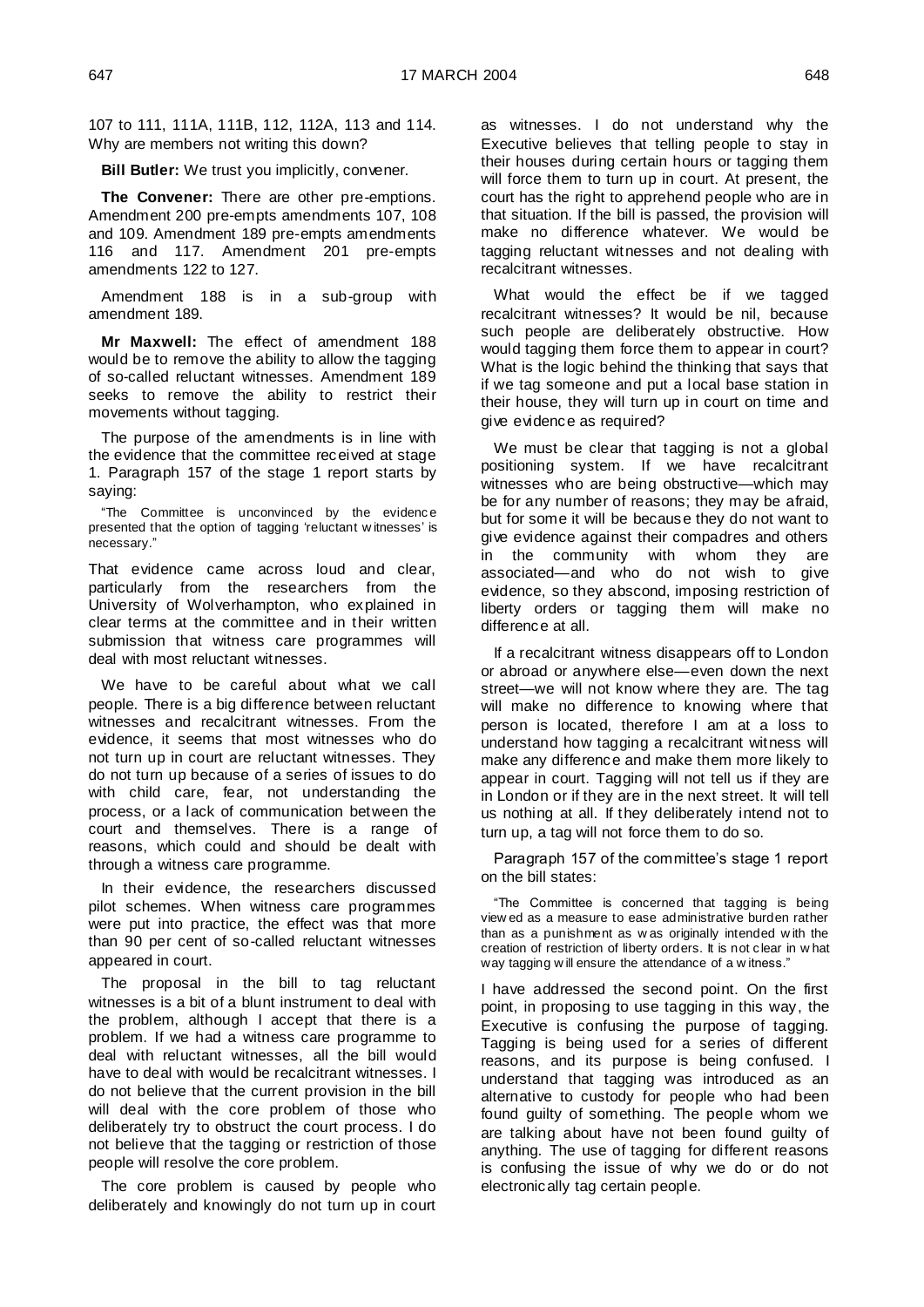107 to 111, 111A, 111B, 112, 112A, 113 and 114. Why are members not writing this down?

**Bill Butler:** We trust you implicitly, convener.

**The Convener:** There are other pre-emptions. Amendment 200 pre-empts amendments 107, 108 and 109. Amendment 189 pre-empts amendments 116 and 117. Amendment 201 pre-empts amendments 122 to 127.

Amendment 188 is in a sub-group with amendment 189.

**Mr Maxwell:** The effect of amendment 188 would be to remove the ability to allow the tagging of so-called reluctant witnesses. Amendment 189 seeks to remove the ability to restrict their movements without tagging.

The purpose of the amendments is in line with the evidence that the committee received at stage 1. Paragraph 157 of the stage 1 report starts by saying:

> "The Committee is unconvinced by the evidence presented that the option of tagging 'reluctant witnesses' is necessary."

That evidence came across loud and clear, particularly from the researchers from the University of Wolverhampton, who explained in clear terms at the committee and in their written submission that witness care programmes will deal with most reluctant witnesses.

We have to be careful about what we call people. There is a big difference between reluctant witnesses and recalcitrant witnesses. From the evidence, it seems that most witnesses who do not turn up in court are reluctant witnesses. They do not turn up because of a series of issues to do with child care, fear, not understanding the process, or a lack of communication between the court and themselves. There is a range of reasons, which could and should be dealt with through a witness care programme.

In their evidence, the researchers discussed pilot schemes. When witness care programmes were put into practice, the effect was that more than 90 per cent of so-called reluctant witnesses appeared in court.

The proposal in the bill to tag reluctant witnesses is a bit of a blunt instrument to deal with the problem, although I accept that there is a problem. If we had a witness care programme to deal with reluctant witnesses, all the bill would have to deal with would be recalcitrant witnesses. I do not believe that the current provision in the bill will deal with the core problem of those who deliberately try to obstruct the court process. I do not believe that the tagging or restriction of those people will resolve the core problem.

The core problem is caused by people who deliberately and knowingly do not turn up in court as witnesses. I do not understand why the Executive believes that telling people to stay in their houses during certain hours or tagging them will force them to turn up in court. At present, the court has the right to apprehend people who are in that situation. If the bill is passed, the provision will make no difference whatever. We would be tagging reluctant witnesses and not dealing with recalcitrant witnesses.

What would the effect be if we tagged recalcitrant witnesses? It would be nil, because such people are deliberately obstructive. How would tagging them force them to appear in court? What is the logic behind the thinking that says that if we tag someone and put a local base station in their house, they will turn up in court on time and give evidence as required?

We must be clear that tagging is not a global positioning system. If we have recalcitrant witnesses who are being obstructive—which may be for any number of reasons; they may be afraid, but for some it will be because they do not want to give evidence against their compadres and others in the community with whom they are associated—and who do not wish to give evidence, so they abscond, imposing restriction of liberty orders or tagging them will make no difference at all.

If a recalcitrant witness disappears off to London or abroad or anywhere else—even down the next street—we will not know where they are. The tag will make no difference to knowing where that person is located, therefore I am at a loss to understand how tagging a recalcitrant witness will make any difference and make them more likely to appear in court. Tagging will not tell us if they are in London or if they are in the next street. It will tell us nothing at all. If they deliberately intend not to turn up, a tag will not force them to do so.

Paragraph 157 of the committee's stage 1 report on the bill states:

> "The Committee is concerned that tagging is being viewed as a measure to ease administrative burden rather than as a punishment as was originally intended with the creation of restriction of liberty orders. It is not clear in what way tagging will ensure the attendance of a witness."

I have addressed the second point. On the first point, in proposing to use tagging in this way, the Executive is confusing the purpose of tagging. Tagging is being used for a series of different reasons, and its purpose is being confused. I understand that tagging was introduced as an alternative to custody for people who had been found guilty of something. The people whom we are talking about have not been found guilty of anything. The use of tagging for different reasons is confusing the issue of why we do or do not electronically tag certain people.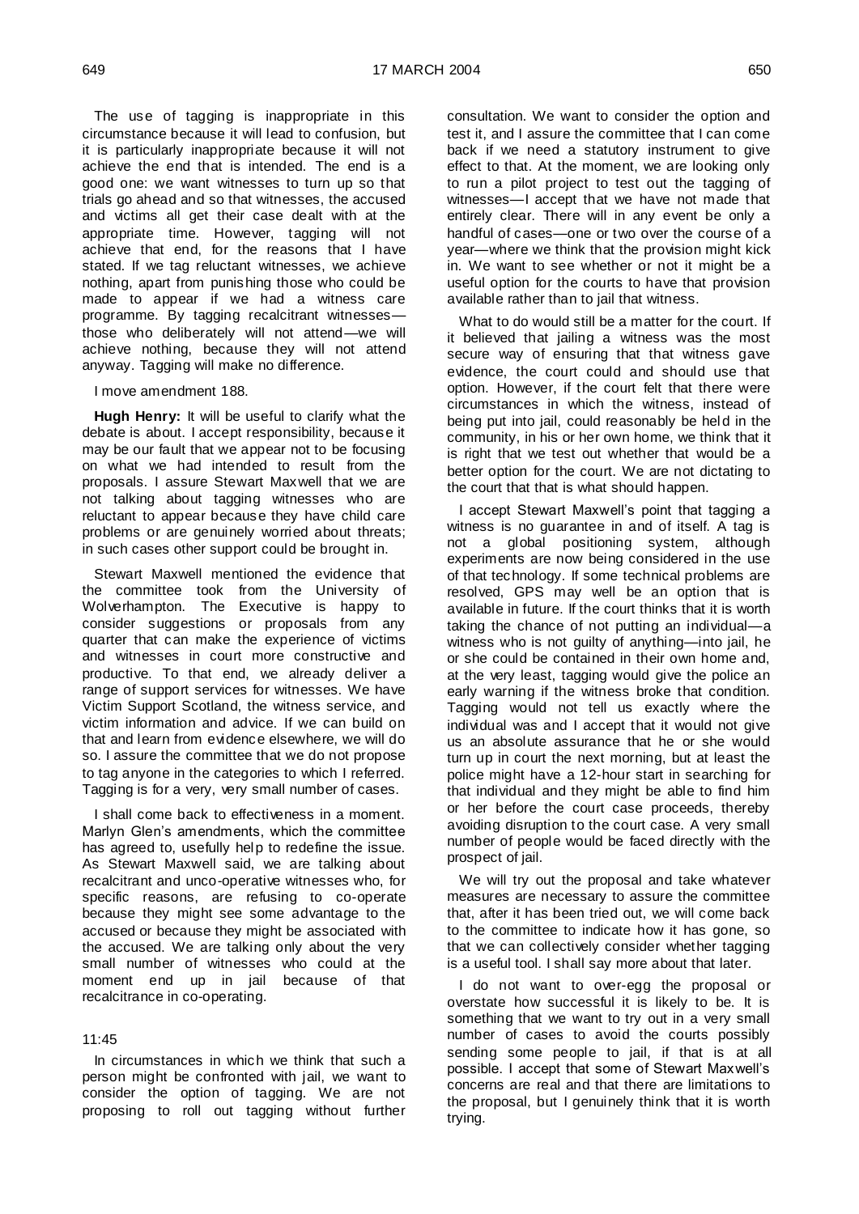The use of tagging is inappropriate in this circumstance because it will lead to confusion, but it is particularly inappropriate because it will not achieve the end that is intended. The end is a good one: we want witnesses to turn up so that trials go ahead and so that witnesses, the accused and victims all get their case dealt with at the appropriate time. However, tagging will not achieve that end, for the reasons that I have stated. If we tag reluctant witnesses, we achieve nothing, apart from punishing those who could be made to appear if we had a witness care programme. By tagging recalcitrant witnesses—those who deliberately will not attend—we will achieve nothing, because they will not attend anyway. Tagging will make no difference.

I move amendment 188.

**Hugh Henry:** It will be useful to clarify what the debate is about. I accept responsibility, because it may be our fault that we appear not to be focusing on what we had intended to result from the proposals. I assure Stewart Maxwell that we are not talking about tagging witnesses who are reluctant to appear because they have child care problems or are genuinely worried about threats; in such cases other support could be brought in.

Stewart Maxwell mentioned the evidence that the committee took from the University of Wolverhampton. The Executive is happy to consider suggestions or proposals from any quarter that can make the experience of victims and witnesses in court more constructive and productive. To that end, we already deliver a range of support services for witnesses. We have Victim Support Scotland, the witness service, and victim information and advice. If we can build on that and learn from evidence elsewhere, we will do so. I assure the committee that we do not propose to tag anyone in the categories to which I referred. Tagging is for a very, very small number of cases.

I shall come back to effectiveness in a moment. Marlyn Glen's amendments, which the committee has agreed to, usefully help to redefine the issue. As Stewart Maxwell said, we are talking about recalcitrant and unco-operative witnesses who, for specific reasons, are refusing to co-operate because they might see some advantage to the accused or because they might be associated with the accused. We are talking only about the very small number of witnesses who could at the moment end up in jail because of that recalcitrance in co-operating.

11:45

In circumstances in which we think that such a person might be confronted with jail, we want to consider the option of tagging. We are not proposing to roll out tagging without further consultation. We want to consider the option and test it, and I assure the committee that I can come back if we need a statutory instrument to give effect to that. At the moment, we are looking only to run a pilot project to test out the tagging of witnesses—I accept that we have not made that entirely clear. There will in any event be only a handful of cases—one or two over the course of a year—where we think that the provision might kick in. We want to see whether or not it might be a useful option for the courts to have that provision available rather than to jail that witness.

What to do would still be a matter for the court. If it believed that jailing a witness was the most secure way of ensuring that that witness gave evidence, the court could and should use that option. However, if the court felt that there were circumstances in which the witness, instead of being put into jail, could reasonably be held in the community, in his or her own home, we think that it is right that we test out whether that would be a better option for the court. We are not dictating to the court that that is what should happen.

I accept Stewart Maxwell's point that tagging a witness is no guarantee in and of itself. A tag is not a global positioning system, although experiments are now being considered in the use of that technology. If some technical problems are resolved, GPS may well be an option that is available in future. If the court thinks that it is worth taking the chance of not putting an individual—a witness who is not guilty of anything—into jail, he or she could be contained in their own home and, at the very least, tagging would give the police an early warning if the witness broke that condition. Tagging would not tell us exactly where the individual was and I accept that it would not give us an absolute assurance that he or she would turn up in court the next morning, but at least the police might have a 12-hour start in searching for that individual and they might be able to find him or her before the court case proceeds, thereby avoiding disruption to the court case. A very small number of people would be faced directly with the prospect of jail.

We will try out the proposal and take whatever measures are necessary to assure the committee that, after it has been tried out, we will come back to the committee to indicate how it has gone, so that we can collectively consider whether tagging is a useful tool. I shall say more about that later.

I do not want to over-egg the proposal or overstate how successful it is likely to be. It is something that we want to try out in a very small number of cases to avoid the courts possibly sending some people to jail, if that is at all possible. I accept that some of Stewart Maxwell's concerns are real and that there are limitations to the proposal, but I genuinely think that it is worth trying.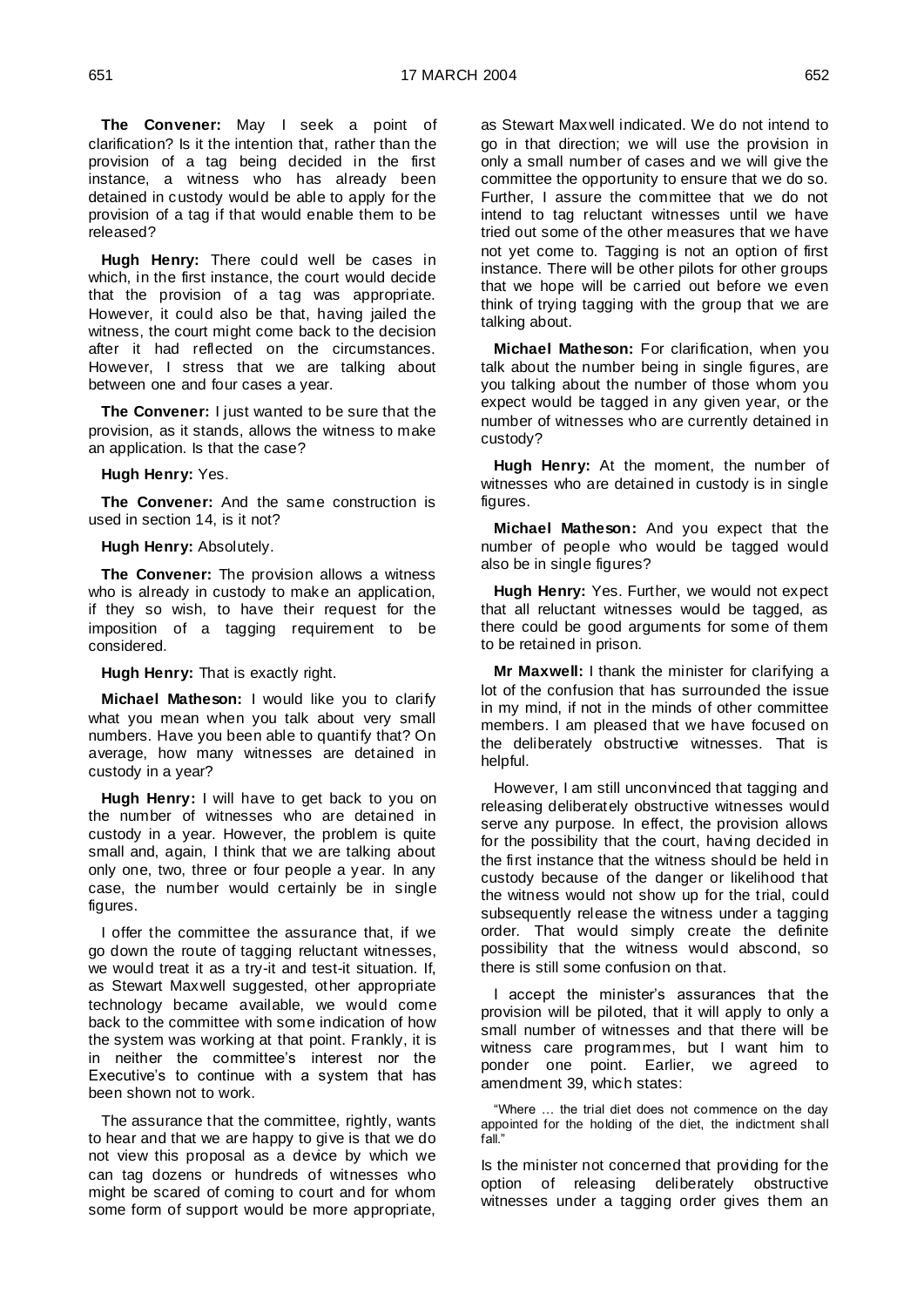**The Convener:** May I seek a point of clarification? Is it the intention that, rather than the provision of a tag being decided in the first instance, a witness who has already been detained in custody would be able to apply for the provision of a tag if that would enable them to be released?

**Hugh Henry:** There could well be cases in which, in the first instance, the court would decide that the provision of a tag was appropriate. However, it could also be that, having jailed the witness, the court might come back to the decision after it had reflected on the circumstances. However, I stress that we are talking about between one and four cases a year.

**The Convener:** I just wanted to be sure that the provision, as it stands, allows the witness to make an application. Is that the case?

**Hugh Henry:** Yes.

**The Convener:** And the same construction is used in section 14, is it not?

**Hugh Henry:** Absolutely.

**The Convener:** The provision allows a witness who is already in custody to make an application, if they so wish, to have their request for the imposition of a tagging requirement to be considered.

**Hugh Henry:** That is exactly right.

**Michael Matheson:** I would like you to clarify what you mean when you talk about very small numbers. Have you been able to quantify that? On average, how many witnesses are detained in custody in a year?

**Hugh Henry:** I will have to get back to you on the number of witnesses who are detained in custody in a year. However, the problem is quite small and, again, I think that we are talking about only one, two, three or four people a year. In any case, the number would certainly be in single figures.

I offer the committee the assurance that, if we go down the route of tagging reluctant witnesses, we would treat it as a try-it and test-it situation. If, as Stewart Maxwell suggested, other appropriate technology became available, we would come back to the committee with some indication of how the system was working at that point. Frankly, it is in neither the committee's interest nor the Executive's to continue with a system that has been shown not to work.

The assurance that the committee, rightly, wants to hear and that we are happy to give is that we do not view this proposal as a device by which we can tag dozens or hundreds of witnesses who might be scared of coming to court and for whom some form of support would be more appropriate, as Stewart Maxwell indicated. We do not intend to go in that direction; we will use the provision in only a small number of cases and we will give the committee the opportunity to ensure that we do so. Further, I assure the committee that we do not intend to tag reluctant witnesses until we have tried out some of the other measures that we have not yet come to. Tagging is not an option of first instance. There will be other pilots for other groups that we hope will be carried out before we even think of trying tagging with the group that we are talking about.

**Michael Matheson:** For clarification, when you talk about the number being in single figures, are you talking about the number of those whom you expect would be tagged in any given year, or the number of witnesses who are currently detained in custody?

**Hugh Henry:** At the moment, the number of witnesses who are detained in custody is in single figures.

**Michael Matheson:** And you expect that the number of people who would be tagged would also be in single figures?

**Hugh Henry:** Yes. Further, we would not expect that all reluctant witnesses would be tagged, as there could be good arguments for some of them to be retained in prison.

**Mr Maxwell:** I thank the minister for clarifying a lot of the confusion that has surrounded the issue in my mind, if not in the minds of other committee members. I am pleased that we have focused on the deliberately obstructive witnesses. That is helpful.

However, I am still unconvinced that tagging and releasing deliberately obstructive witnesses would serve any purpose. In effect, the provision allows for the possibility that the court, having decided in the first instance that the witness should be held in custody because of the danger or likelihood that the witness would not show up for the trial, could subsequently release the witness under a tagging order. That would simply create the definite possibility that the witness would abscond, so there is still some confusion on that.

I accept the minister's assurances that the provision will be piloted, that it will apply to only a small number of witnesses and that there will be witness care programmes, but I want him to ponder one point. Earlier, we agreed to amendment 39, which states:

> "Where … the trial diet does not commence on the day appointed for the holding of the diet, the indictment shall fall."

Is the minister not concerned that providing for the option of releasing deliberately obstructive witnesses under a tagging order gives them an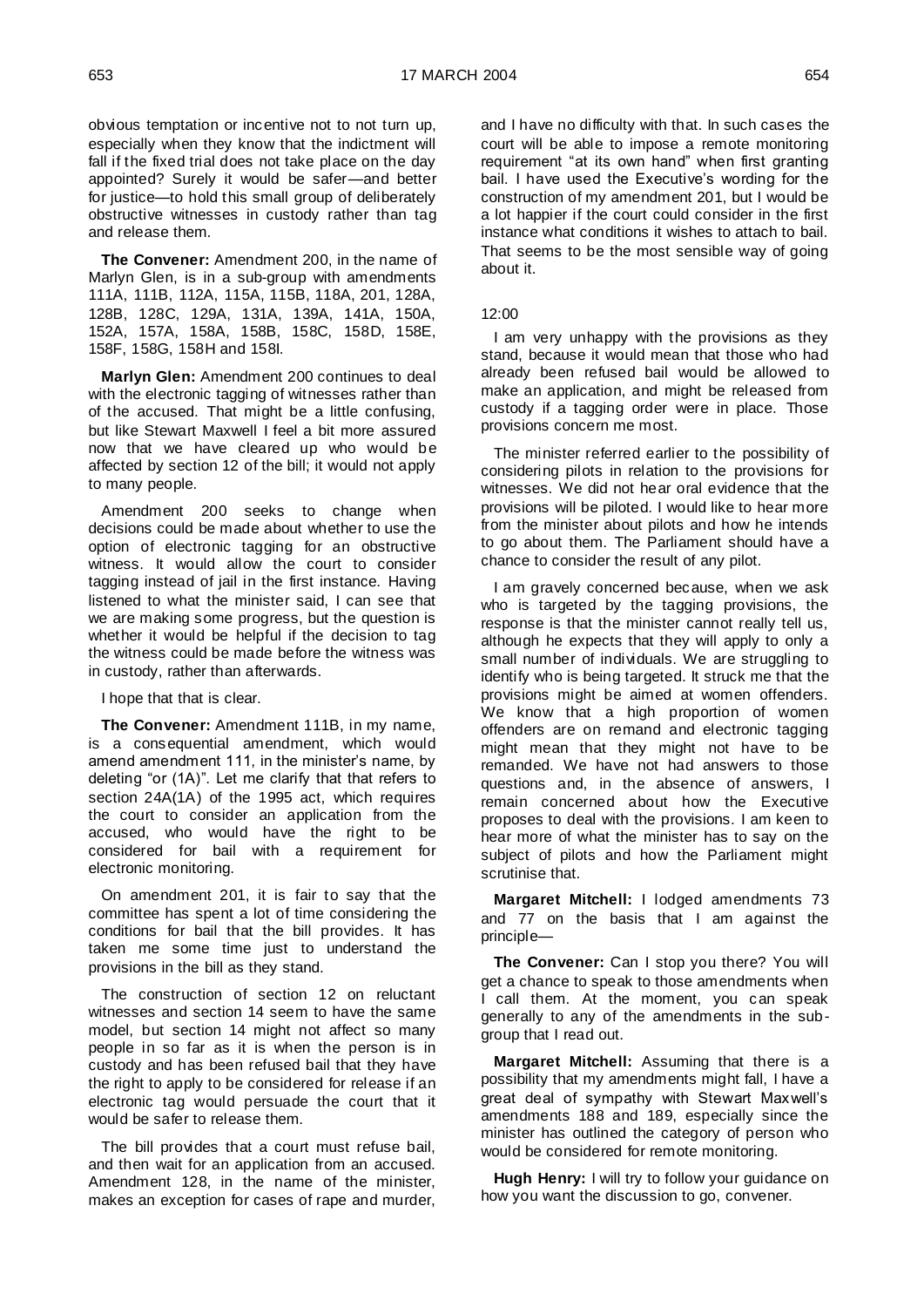obvious temptation or incentive not to not turn up, especially when they know that the indictment will fall if the fixed trial does not take place on the day appointed? Surely it would be safer—and better for justice—to hold this small group of deliberately obstructive witnesses in custody rather than tag and release them.

**The Convener:** Amendment 200, in the name of Marlyn Glen, is in a sub-group with amendments 111A, 111B, 112A, 115A, 115B, 118A, 201, 128A, 128B, 128C, 129A, 131A, 139A, 141A, 150A, 152A, 157A, 158A, 158B, 158C, 158D, 158E, 158F, 158G, 158H and 158I.

**Marlyn Glen:** Amendment 200 continues to deal with the electronic tagging of witnesses rather than of the accused. That might be a little confusing, but like Stewart Maxwell I feel a bit more assured now that we have cleared up who would be affected by section 12 of the bill; it would not apply to many people.

Amendment 200 seeks to change when decisions could be made about whether to use the option of electronic tagging for an obstructive witness. It would allow the court to consider tagging instead of jail in the first instance. Having listened to what the minister said, I can see that we are making some progress, but the question is whether it would be helpful if the decision to tag the witness could be made before the witness was in custody, rather than afterwards.

I hope that that is clear.

**The Convener:** Amendment 111B, in my name, is a consequential amendment, which would amend amendment 111, in the minister's name, by deleting "or (1A)". Let me clarify that that refers to section 24A(1A) of the 1995 act, which requires the court to consider an application from the accused, who would have the right to be considered for bail with a requirement for electronic monitoring.

On amendment 201, it is fair to say that the committee has spent a lot of time considering the conditions for bail that the bill provides. It has taken me some time just to understand the provisions in the bill as they stand.

The construction of section 12 on reluctant witnesses and section 14 seem to have the same model, but section 14 might not affect so many people in so far as it is when the person is in custody and has been refused bail that they have the right to apply to be considered for release if an electronic tag would persuade the court that it would be safer to release them.

The bill provides that a court must refuse bail, and then wait for an application from an accused. Amendment 128, in the name of the minister, makes an exception for cases of rape and murder, and I have no difficulty with that. In such cases the court will be able to impose a remote monitoring requirement "at its own hand" when first granting bail. I have used the Executive's wording for the construction of my amendment 201, but I would be a lot happier if the court could consider in the first instance what conditions it wishes to attach to bail. That seems to be the most sensible way of going about it.

12:00

I am very unhappy with the provisions as they stand, because it would mean that those who had already been refused bail would be allowed to make an application, and might be released from custody if a tagging order were in place. Those provisions concern me most.

The minister referred earlier to the possibility of considering pilots in relation to the provisions for witnesses. We did not hear oral evidence that the provisions will be piloted. I would like to hear more from the minister about pilots and how he intends to go about them. The Parliament should have a chance to consider the result of any pilot.

I am gravely concerned because, when we ask who is targeted by the tagging provisions, the response is that the minister cannot really tell us, although he expects that they will apply to only a small number of individuals. We are struggling to identify who is being targeted. It struck me that the provisions might be aimed at women offenders. We know that a high proportion of women offenders are on remand and electronic tagging might mean that they might not have to be remanded. We have not had answers to those questions and, in the absence of answers, I remain concerned about how the Executive proposes to deal with the provisions. I am keen to hear more of what the minister has to say on the subject of pilots and how the Parliament might scrutinise that.

**Margaret Mitchell:** I lodged amendments 73 and 77 on the basis that I am against the principle—

**The Convener:** Can I stop you there? You will get a chance to speak to those amendments when I call them. At the moment, you can speak generally to any of the amendments in the sub-group that I read out.

**Margaret Mitchell:** Assuming that there is a possibility that my amendments might fall, I have a great deal of sympathy with Stewart Maxwell's amendments 188 and 189, especially since the minister has outlined the category of person who would be considered for remote monitoring.

**Hugh Henry:** I will try to follow your guidance on how you want the discussion to go, convener.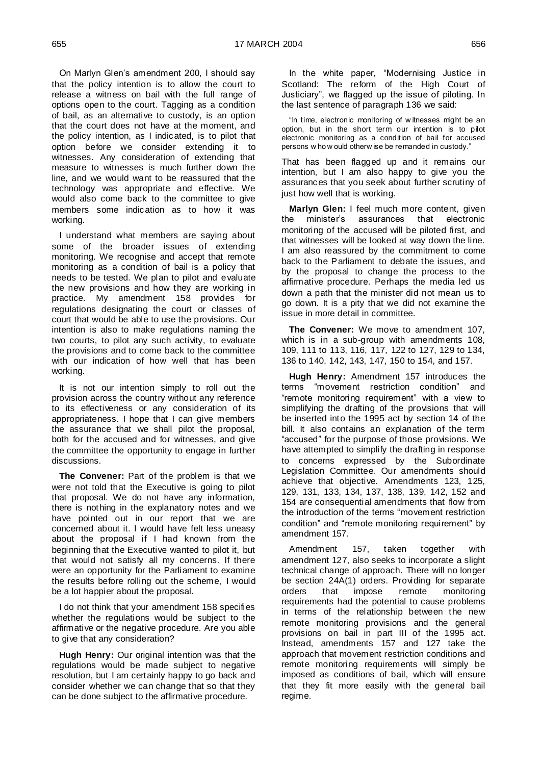On Marlyn Glen's amendment 200, I should say that the policy intention is to allow the court to release a witness on bail with the full range of options open to the court. Tagging as a condition of bail, as an alternative to custody, is an option that the court does not have at the moment, and the policy intention, as I indicated, is to pilot that option before we consider extending it to witnesses. Any consideration of extending that measure to witnesses is much further down the line, and we would want to be reassured that the technology was appropriate and effective. We would also come back to the committee to give members some indication as to how it was working.

I understand what members are saying about some of the broader issues of extending monitoring. We recognise and accept that remote monitoring as a condition of bail is a policy that needs to be tested. We plan to pilot and evaluate the new provisions and how they are working in practice. My amendment 158 provides for regulations designating the court or classes of court that would be able to use the provisions. Our intention is also to make regulations naming the two courts, to pilot any such activity, to evaluate the provisions and to come back to the committee with our indication of how well that has been working.

It is not our intention simply to roll out the provision across the country without any reference to its effectiveness or any consideration of its appropriateness. I hope that I can give members the assurance that we shall pilot the proposal, both for the accused and for witnesses, and give the committee the opportunity to engage in further discussions.

**The Convener:** Part of the problem is that we were not told that the Executive is going to pilot that proposal. We do not have any information, there is nothing in the explanatory notes and we have pointed out in our report that we are concerned about it. I would have felt less uneasy about the proposal if I had known from the beginning that the Executive wanted to pilot it, but that would not satisfy all my concerns. If there were an opportunity for the Parliament to examine the results before rolling out the scheme, I would be a lot happier about the proposal.

I do not think that your amendment 158 specifies whether the regulations would be subject to the affirmative or the negative procedure. Are you able to give that any consideration?

**Hugh Henry:** Our original intention was that the regulations would be made subject to negative resolution, but I am certainly happy to go back and consider whether we can change that so that they can be done subject to the affirmative procedure.

In the white paper, "Modernising Justice in Scotland: The reform of the High Court of Justiciary", we flagged up the issue of piloting. In the last sentence of paragraph 136 we said:

> "In time, electronic monitoring of witnesses might be an option, but in the short term our intention is to pilot electronic monitoring as a condition of bail for accused persons who would otherwise be remanded in custody."

That has been flagged up and it remains our intention, but I am also happy to give you the assurances that you seek about further scrutiny of just how well that is working.

**Marlyn Glen:** I feel much more content, given the minister's assurances that electronic monitoring of the accused will be piloted first, and that witnesses will be looked at way down the line. I am also reassured by the commitment to come back to the Parliament to debate the issues, and by the proposal to change the process to the affirmative procedure. Perhaps the media led us down a path that the minister did not mean us to go down. It is a pity that we did not examine the issue in more detail in committee.

**The Convener:** We move to amendment 107, which is in a sub-group with amendments 108, 109, 111 to 113, 116, 117, 122 to 127, 129 to 134, 136 to 140, 142, 143, 147, 150 to 154, and 157.

**Hugh Henry:** Amendment 157 introduces the terms "movement restriction condition" and "remote monitoring requirement" with a view to simplifying the drafting of the provisions that will be inserted into the 1995 act by section 14 of the bill. It also contains an explanation of the term "accused" for the purpose of those provisions. We have attempted to simplify the drafting in response to concerns expressed by the Subordinate Legislation Committee. Our amendments should achieve that objective. Amendments 123, 125, 129, 131, 133, 134, 137, 138, 139, 142, 152 and 154 are consequential amendments that flow from the introduction of the terms "movement restriction condition" and "remote monitoring requirement" by amendment 157.

Amendment 157, taken together with amendment 127, also seeks to incorporate a slight technical change of approach. There will no longer be section 24A(1) orders. Providing for separate orders that impose remote monitoring requirements had the potential to cause problems in terms of the relationship between the new remote monitoring provisions and the general provisions on bail in part III of the 1995 act. Instead, amendments 157 and 127 take the approach that movement restriction conditions and remote monitoring requirements will simply be imposed as conditions of bail, which will ensure that they fit more easily with the general bail regime.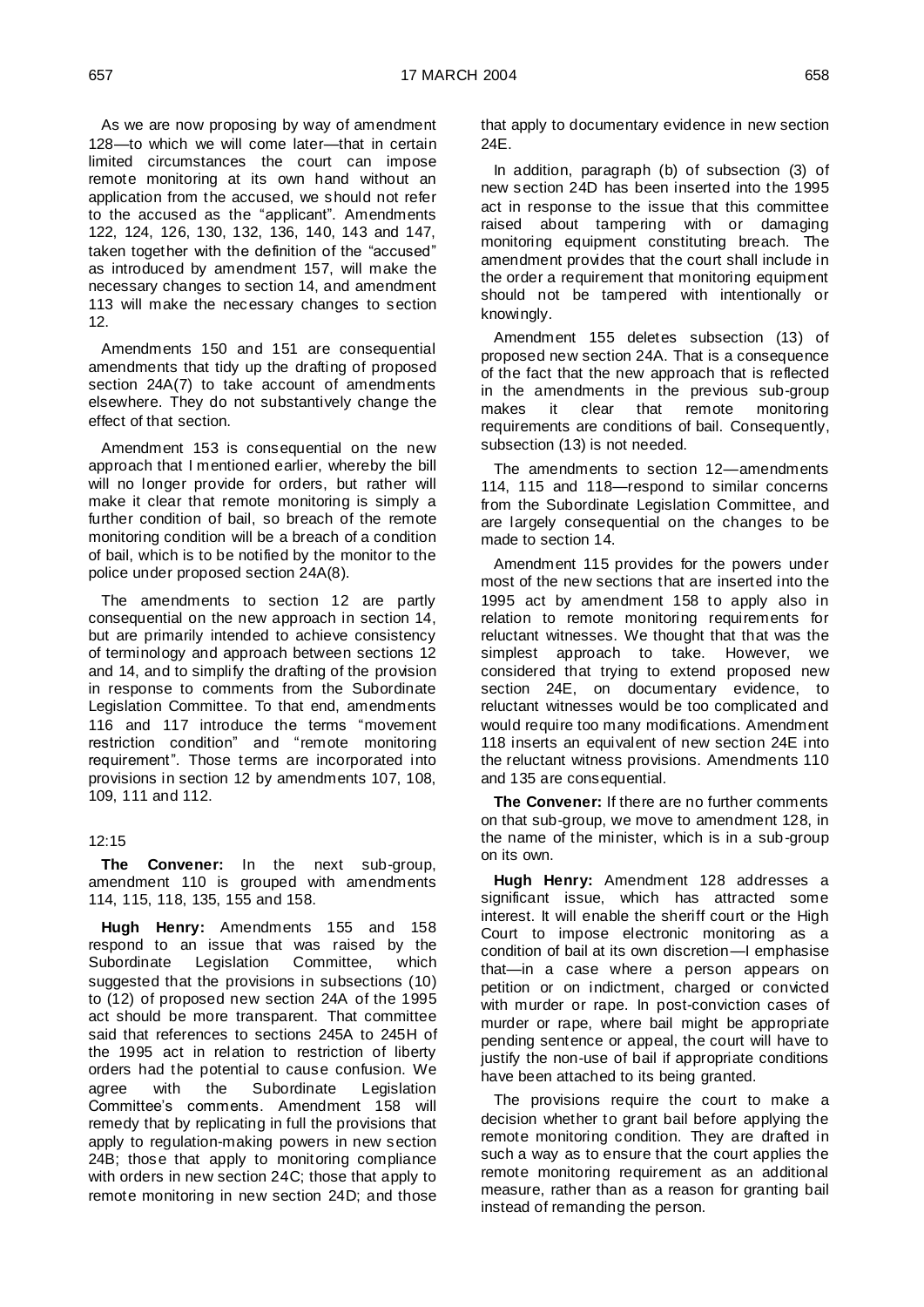As we are now proposing by way of amendment 128—to which we will come later—that in certain limited circumstances the court can impose remote monitoring at its own hand without an application from the accused, we should not refer to the accused as the "applicant". Amendments 122, 124, 126, 130, 132, 136, 140, 143 and 147, taken together with the definition of the "accused" as introduced by amendment 157, will make the necessary changes to section 14, and amendment 113 will make the necessary changes to section 12.

Amendments 150 and 151 are consequential amendments that tidy up the drafting of proposed section 24A(7) to take account of amendments elsewhere. They do not substantively change the effect of that section.

Amendment 153 is consequential on the new approach that I mentioned earlier, whereby the bill will no longer provide for orders, but rather will make it clear that remote monitoring is simply a further condition of bail, so breach of the remote monitoring condition will be a breach of a condition of bail, which is to be notified by the monitor to the police under proposed section 24A(8).

The amendments to section 12 are partly consequential on the new approach in section 14, but are primarily intended to achieve consistency of terminology and approach between sections 12 and 14, and to simplify the drafting of the provision in response to comments from the Subordinate Legislation Committee. To that end, amendments 116 and 117 introduce the terms "movement restriction condition" and "remote monitoring requirement". Those terms are incorporated into provisions in section 12 by amendments 107, 108, 109, 111 and 112.

12:15

**The Convener:** In the next sub-group, amendment 110 is grouped with amendments 114, 115, 118, 135, 155 and 158.

**Hugh Henry:** Amendments 155 and 158 respond to an issue that was raised by the Subordinate Legislation Committee, which suggested that the provisions in subsections (10) to (12) of proposed new section 24A of the 1995 act should be more transparent. That committee said that references to sections 245A to 245H of the 1995 act in relation to restriction of liberty orders had the potential to cause confusion. We agree with the Subordinate Legislation Committee's comments. Amendment 158 will remedy that by replicating in full the provisions that apply to regulation-making powers in new section 24B; those that apply to monitoring compliance with orders in new section 24C; those that apply to remote monitoring in new section 24D; and those that apply to documentary evidence in new section 24E.

In addition, paragraph (b) of subsection (3) of new section 24D has been inserted into the 1995 act in response to the issue that this committee raised about tampering with or damaging monitoring equipment constituting breach. The amendment provides that the court shall include in the order a requirement that monitoring equipment should not be tampered with intentionally or knowingly.

Amendment 155 deletes subsection (13) of proposed new section 24A. That is a consequence of the fact that the new approach that is reflected in the amendments in the previous sub-group makes it clear that remote monitoring requirements are conditions of bail. Consequently, subsection (13) is not needed.

The amendments to section 12—amendments 114, 115 and 118—respond to similar concerns from the Subordinate Legislation Committee, and are largely consequential on the changes to be made to section 14.

Amendment 115 provides for the powers under most of the new sections that are inserted into the 1995 act by amendment 158 to apply also in relation to remote monitoring requirements for reluctant witnesses. We thought that that was the simplest approach to take. However, we considered that trying to extend proposed new section 24E, on documentary evidence, to reluctant witnesses would be too complicated and would require too many modifications. Amendment 118 inserts an equivalent of new section 24E into the reluctant witness provisions. Amendments 110 and 135 are consequential.

**The Convener:** If there are no further comments on that sub-group, we move to amendment 128, in the name of the minister, which is in a sub-group on its own.

**Hugh Henry:** Amendment 128 addresses a significant issue, which has attracted some interest. It will enable the sheriff court or the High Court to impose electronic monitoring as a condition of bail at its own discretion—I emphasise that—in a case where a person appears on petition or on indictment, charged or convicted with murder or rape. In post-conviction cases of murder or rape, where bail might be appropriate pending sentence or appeal, the court will have to justify the non-use of bail if appropriate conditions have been attached to its being granted.

The provisions require the court to make a decision whether to grant bail before applying the remote monitoring condition. They are drafted in such a way as to ensure that the court applies the remote monitoring requirement as an additional measure, rather than as a reason for granting bail instead of remanding the person.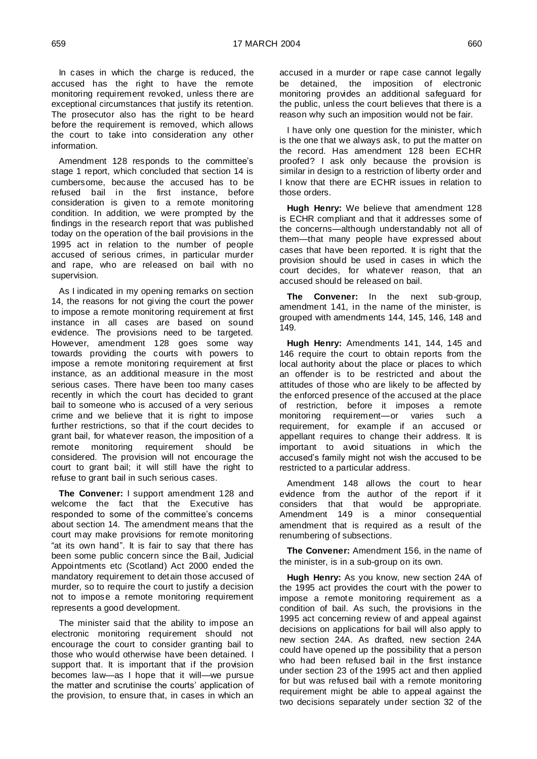In cases in which the charge is reduced, the accused has the right to have the remote monitoring requirement revoked, unless there are exceptional circumstances that justify its retention. The prosecutor also has the right to be heard before the requirement is removed, which allows the court to take into consideration any other information.

Amendment 128 responds to the committee's stage 1 report, which concluded that section 14 is cumbersome, because the accused has to be refused bail in the first instance, before consideration is given to a remote monitoring condition. In addition, we were prompted by the findings in the research report that was published today on the operation of the bail provisions in the 1995 act in relation to the number of people accused of serious crimes, in particular murder and rape, who are released on bail with no supervision.

As I indicated in my opening remarks on section 14, the reasons for not giving the court the power to impose a remote monitoring requirement at first instance in all cases are based on sound evidence. The provisions need to be targeted. However, amendment 128 goes some way towards providing the courts with powers to impose a remote monitoring requirement at first instance, as an additional measure in the most serious cases. There have been too many cases recently in which the court has decided to grant bail to someone who is accused of a very serious crime and we believe that it is right to impose further restrictions, so that if the court decides to grant bail, for whatever reason, the imposition of a remote monitoring requirement should be considered. The provision will not encourage the court to grant bail; it will still have the right to refuse to grant bail in such serious cases.

**The Convener:** I support amendment 128 and welcome the fact that the Executive has responded to some of the committee's concerns about section 14. The amendment means that the court may make provisions for remote monitoring "at its own hand". It is fair to say that there has been some public concern since the Bail, Judicial Appointments etc (Scotland) Act 2000 ended the mandatory requirement to detain those accused of murder, so to require the court to justify a decision not to impose a remote monitoring requirement represents a good development.

The minister said that the ability to impose an electronic monitoring requirement should not encourage the court to consider granting bail to those who would otherwise have been detained. I support that. It is important that if the provision becomes law—as I hope that it will—we pursue the matter and scrutinise the courts' application of the provision, to ensure that, in cases in which an accused in a murder or rape case cannot legally be detained, the imposition of electronic monitoring provides an additional safeguard for the public, unless the court believes that there is a reason why such an imposition would not be fair.

I have only one question for the minister, which is the one that we always ask, to put the matter on the record. Has amendment 128 been ECHR proofed? I ask only because the provision is similar in design to a restriction of liberty order and I know that there are ECHR issues in relation to those orders.

**Hugh Henry:** We believe that amendment 128 is ECHR compliant and that it addresses some of the concerns—although understandably not all of them—that many people have expressed about cases that have been reported. It is right that the provision should be used in cases in which the court decides, for whatever reason, that an accused should be released on bail.

**The Convener:** In the next sub-group, amendment 141, in the name of the minister, is grouped with amendments 144, 145, 146, 148 and 149.

**Hugh Henry:** Amendments 141, 144, 145 and 146 require the court to obtain reports from the local authority about the place or places to which an offender is to be restricted and about the attitudes of those who are likely to be affected by the enforced presence of the accused at the place of restriction, before it imposes a remote monitoring requirement—or varies such a requirement, for example if an accused or appellant requires to change their address. It is important to avoid situations in which the accused's family might not wish the accused to be restricted to a particular address.

Amendment 148 allows the court to hear evidence from the author of the report if it considers that that would be appropriate. Amendment 149 is a minor consequential amendment that is required as a result of the renumbering of subsections.

**The Convener:** Amendment 156, in the name of the minister, is in a sub-group on its own.

**Hugh Henry:** As you know, new section 24A of the 1995 act provides the court with the power to impose a remote monitoring requirement as a condition of bail. As such, the provisions in the 1995 act concerning review of and appeal against decisions on applications for bail will also apply to new section 24A. As drafted, new section 24A could have opened up the possibility that a person who had been refused bail in the first instance under section 23 of the 1995 act and then applied for but was refused bail with a remote monitoring requirement might be able to appeal against the two decisions separately under section 32 of the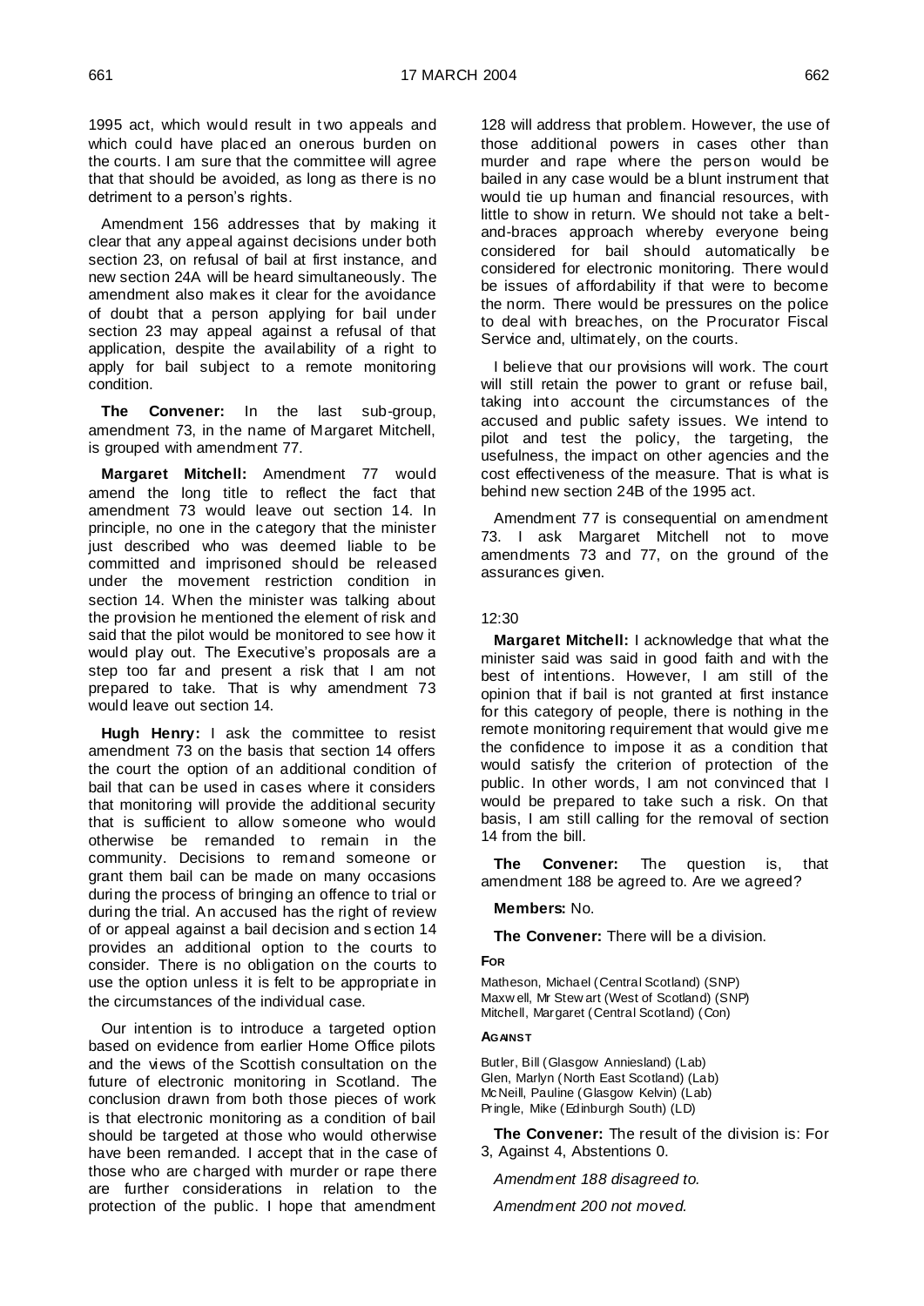1995 act, which would result in two appeals and which could have placed an onerous burden on the courts. I am sure that the committee will agree that that should be avoided, as long as there is no detriment to a person's rights.

Amendment 156 addresses that by making it clear that any appeal against decisions under both section 23, on refusal of bail at first instance, and new section 24A will be heard simultaneously. The amendment also makes it clear for the avoidance of doubt that a person applying for bail under section 23 may appeal against a refusal of that application, despite the availability of a right to apply for bail subject to a remote monitoring condition.

**The Convener:** In the last sub-group, amendment 73, in the name of Margaret Mitchell, is grouped with amendment 77.

**Margaret Mitchell:** Amendment 77 would amend the long title to reflect the fact that amendment 73 would leave out section 14. In principle, no one in the category that the minister just described who was deemed liable to be committed and imprisoned should be released under the movement restriction condition in section 14. When the minister was talking about the provision he mentioned the element of risk and said that the pilot would be monitored to see how it would play out. The Executive's proposals are a step too far and present a risk that I am not prepared to take. That is why amendment 73 would leave out section 14.

**Hugh Henry:** I ask the committee to resist amendment 73 on the basis that section 14 offers the court the option of an additional condition of bail that can be used in cases where it considers that monitoring will provide the additional security that is sufficient to allow someone who would otherwise be remanded to remain in the community. Decisions to remand someone or grant them bail can be made on many occasions during the process of bringing an offence to trial or during the trial. An accused has the right of review of or appeal against a bail decision and section 14 provides an additional option to the courts to consider. There is no obligation on the courts to use the option unless it is felt to be appropriate in the circumstances of the individual case.

Our intention is to introduce a targeted option based on evidence from earlier Home Office pilots and the views of the Scottish consultation on the future of electronic monitoring in Scotland. The conclusion drawn from both those pieces of work is that electronic monitoring as a condition of bail should be targeted at those who would otherwise have been remanded. I accept that in the case of those who are charged with murder or rape there are further considerations in relation to the protection of the public. I hope that amendment 128 will address that problem. However, the use of those additional powers in cases other than murder and rape where the person would be bailed in any case would be a blunt instrument that would tie up human and financial resources, with little to show in return. We should not take a belt-and-braces approach whereby everyone being considered for bail should automatically be considered for electronic monitoring. There would be issues of affordability if that were to become the norm. There would be pressures on the police to deal with breaches, on the Procurator Fiscal Service and, ultimately, on the courts.

I believe that our provisions will work. The court will still retain the power to grant or refuse bail, taking into account the circumstances of the accused and public safety issues. We intend to pilot and test the policy, the targeting, the usefulness, the impact on other agencies and the cost effectiveness of the measure. That is what is behind new section 24B of the 1995 act.

Amendment 77 is consequential on amendment 73. I ask Margaret Mitchell not to move amendments 73 and 77, on the ground of the assurances given.

12:30

**Margaret Mitchell:** I acknowledge that what the minister said was said in good faith and with the best of intentions. However, I am still of the opinion that if bail is not granted at first instance for this category of people, there is nothing in the remote monitoring requirement that would give me the confidence to impose it as a condition that would satisfy the criterion of protection of the public. In other words, I am not convinced that I would be prepared to take such a risk. On that basis, I am still calling for the removal of section 14 from the bill.

**The Convener:** The question is, that amendment 188 be agreed to. Are we agreed?

**Members:** No.

**The Convener:** There will be a division.

**FOR**

Matheson, Michael (Central Scotland) (SNP)
Maxwell, Mr Stewart (West of Scotland) (SNP)
Mitchell, Margaret (Central Scotland) (Con)

**AGAINST**

Butler, Bill (Glasgow Anniesland) (Lab)
Glen, Marlyn (North East Scotland) (Lab)
McNeill, Pauline (Glasgow Kelvin) (Lab)
Pringle, Mike (Edinburgh South) (LD)

**The Convener:** The result of the division is: For 3, Against 4, Abstentions 0.

*Amendment 188 disagreed to.*

*Amendment 200 not moved.*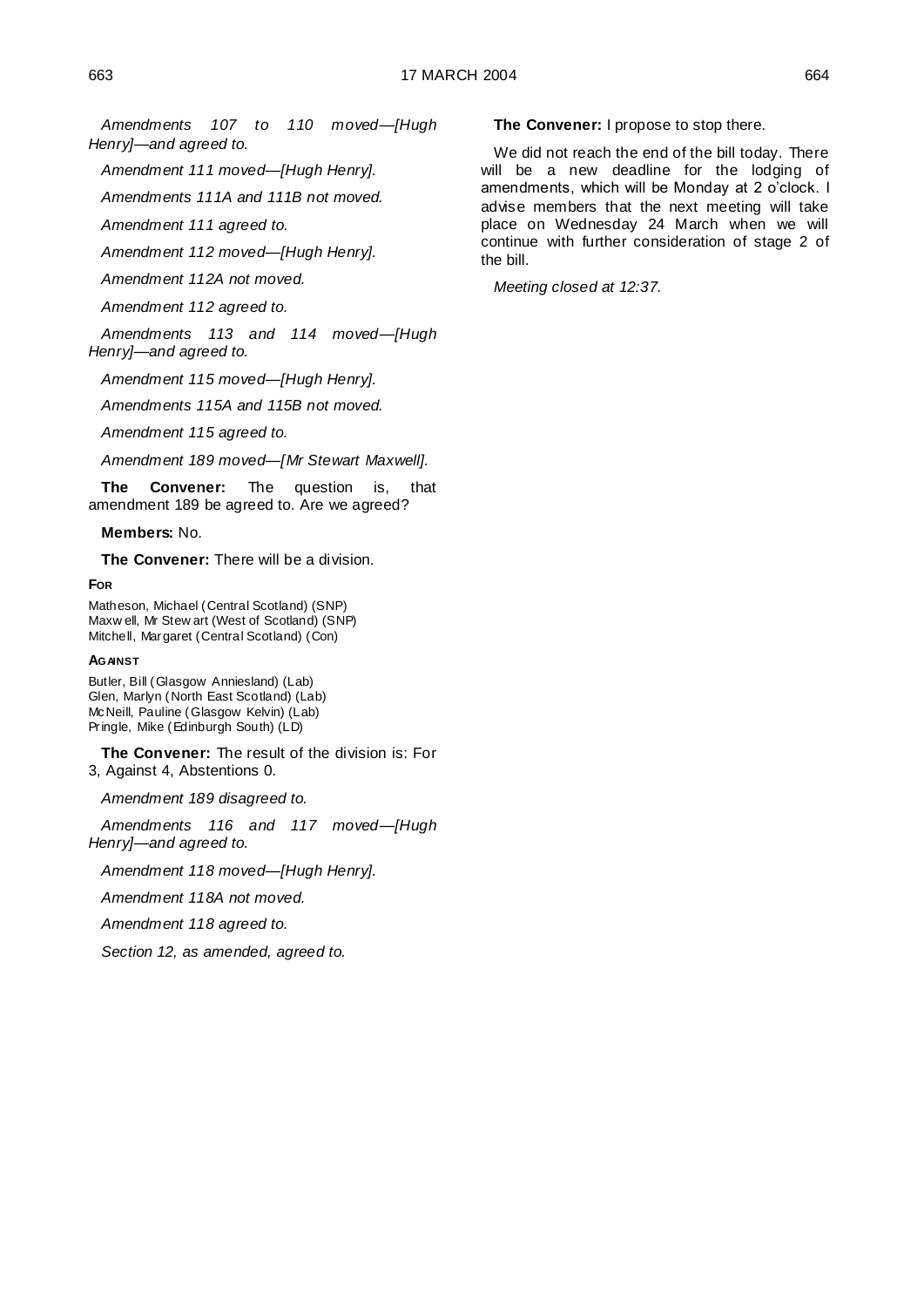*Amendments 107 to 110 moved—[Hugh Henry]—and agreed to.*

*Amendment 111 moved—[Hugh Henry].*

*Amendments 111A and 111B not moved.*

*Amendment 111 agreed to.*

*Amendment 112 moved—[Hugh Henry].*

*Amendment 112A not moved.*

*Amendment 112 agreed to.*

*Amendments 113 and 114 moved—[Hugh Henry]—and agreed to.*

*Amendment 115 moved—[Hugh Henry].*

*Amendments 115A and 115B not moved.*

*Amendment 115 agreed to.*

*Amendment 189 moved—[Mr Stewart Maxwell].*

**The Convener:** The question is, that amendment 189 be agreed to. Are we agreed?

**Members:** No.

**The Convener:** There will be a division.

**FOR**

Matheson, Michael (Central Scotland) (SNP)
Maxwell, Mr Stewart (West of Scotland) (SNP)
Mitchell, Margaret (Central Scotland) (Con)

**AGAINST**

Butler, Bill (Glasgow Anniesland) (Lab)
Glen, Marlyn (North East Scotland) (Lab)
McNeill, Pauline (Glasgow Kelvin) (Lab)
Pringle, Mike (Edinburgh South) (LD)

**The Convener:** The result of the division is: For 3, Against 4, Abstentions 0.

*Amendment 189 disagreed to.*

*Amendments 116 and 117 moved—[Hugh Henry]—and agreed to.*

*Amendment 118 moved—[Hugh Henry].*

*Amendment 118A not moved.*

*Amendment 118 agreed to.*

*Section 12, as amended, agreed to.*

**The Convener:** I propose to stop there.

We did not reach the end of the bill today. There will be a new deadline for the lodging of amendments, which will be Monday at 2 o'clock. I advise members that the next meeting will take place on Wednesday 24 March when we will continue with further consideration of stage 2 of the bill.

*Meeting closed at 12:37.*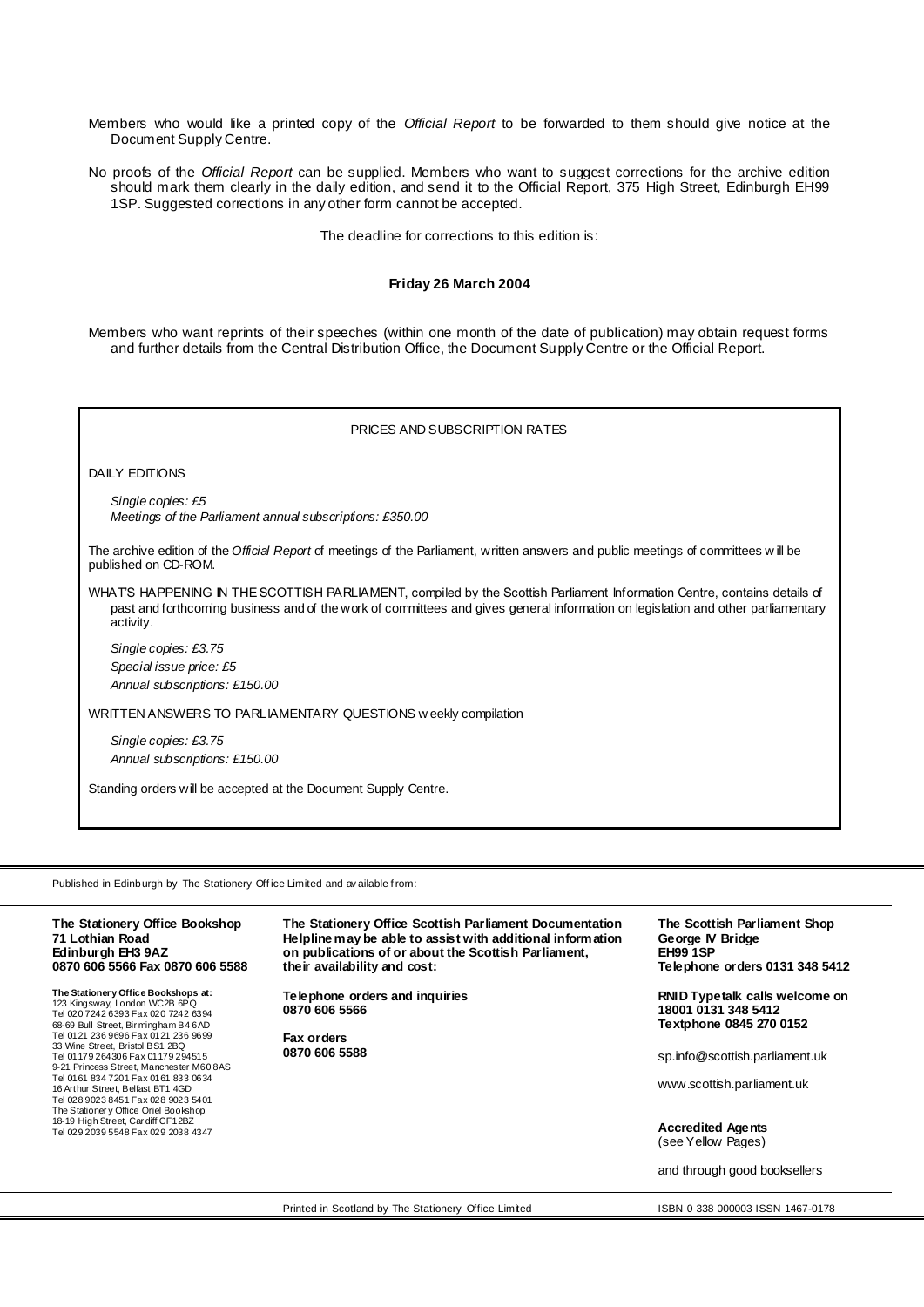Members who would like a printed copy of the *Official Report* to be forwarded to them should give notice at the Document Supply Centre.

No proofs of the *Official Report* can be supplied. Members who want to suggest corrections for the archive edition should mark them clearly in the daily edition, and send it to the Official Report, 375 High Street, Edinburgh EH99 1SP. Suggested corrections in any other form cannot be accepted.

The deadline for corrections to this edition is:

**Friday 26 March 2004**

Members who want reprints of their speeches (within one month of the date of publication) may obtain request forms and further details from the Central Distribution Office, the Document Supply Centre or the Official Report.

PRICES AND SUBSCRIPTION RATES

DAILY EDITIONS

*Single copies: £5*
*Meetings of the Parliament annual subscriptions: £350.00*

The archive edition of the *Official Report* of meetings of the Parliament, written answers and public meetings of committees will be published on CD-ROM.

WHAT'S HAPPENING IN THE SCOTTISH PARLIAMENT, compiled by the Scottish Parliament Information Centre, contains details of past and forthcoming business and of the work of committees and gives general information on legislation and other parliamentary activity.

*Single copies: £3.75*
*Special issue price: £5*
*Annual subscriptions: £150.00*

WRITTEN ANSWERS TO PARLIAMENTARY QUESTIONS weekly compilation

*Single copies: £3.75*
*Annual subscriptions: £150.00*

Standing orders will be accepted at the Document Supply Centre.

Published in Edinburgh by The Stationery Office Limited and available from:

**The Stationery Office Bookshop**
**71 Lothian Road**
**Edinburgh EH3 9AZ**
**0870 606 5566 Fax 0870 606 5588**

**The Stationery Office Bookshops at:**
123 Kingsway, London WC2B 6PQ
Tel 020 7242 6393 Fax 020 7242 6394
68-69 Bull Street, Birmingham B4 6AD
Tel 0121 236 9696 Fax 0121 236 9699
33 Wine Street, Bristol BS1 2BQ
Tel 01179 264306 Fax 01179 294515
9-21 Princess Street, Manchester M60 8AS
Tel 0161 834 7201 Fax 0161 833 0634
16 Arthur Street, Belfast BT1 4GD
Tel 028 9023 8451 Fax 028 9023 5401
The Stationery Office Oriel Bookshop,
18-19 High Street, Cardiff CF12BZ
Tel 029 2039 5548 Fax 029 2038 4347

**The Stationery Office Scottish Parliament Documentation Helpline may be able to assist with additional information on publications of or about the Scottish Parliament, their availability and cost:**

**Telephone orders and inquiries**
**0870 606 5566**

**Fax orders**
**0870 606 5588**

**The Scottish Parliament Shop**
**George IV Bridge**
**EH99 1SP**
**Telephone orders 0131 348 5412**

**RNID Typetalk calls welcome on**
**18001 0131 348 5412**
**Textphone 0845 270 0152**

sp.info@scottish.parliament.uk

www.scottish.parliament.uk

**Accredited Agents**
(see Yellow Pages)

and through good booksellers

Printed in Scotland by The Stationery Office Limited

ISBN 0 338 000003 ISSN 1467-0178